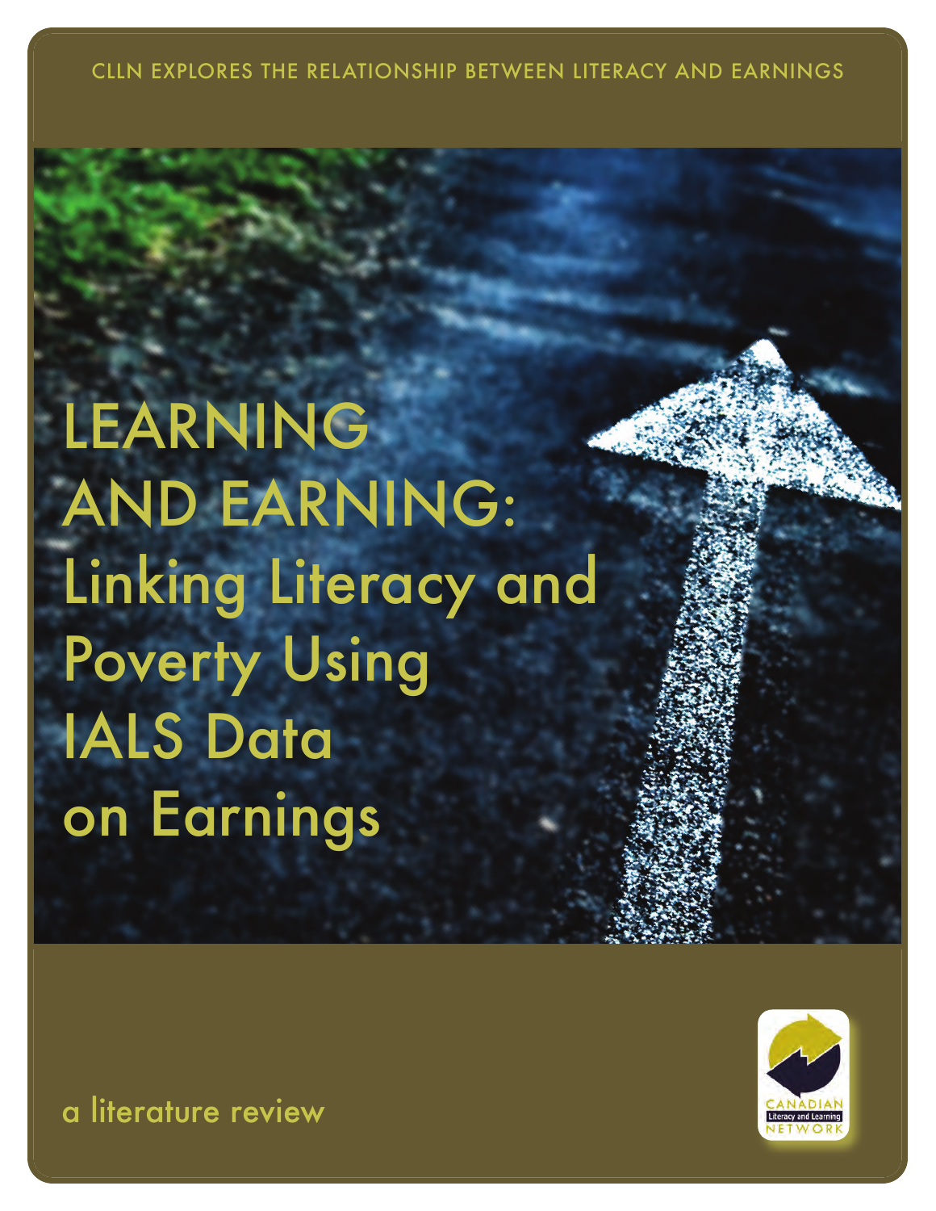CLLN EXPLORES THE RELATIONSHIP BETWEEN LITERACY AND EARNINGS

# LEARNING AND EARNING: Linking Literacy and Poverty Using IALS Data on Earnings

a literature review

CANADIAN Literacy and Learning NETWORK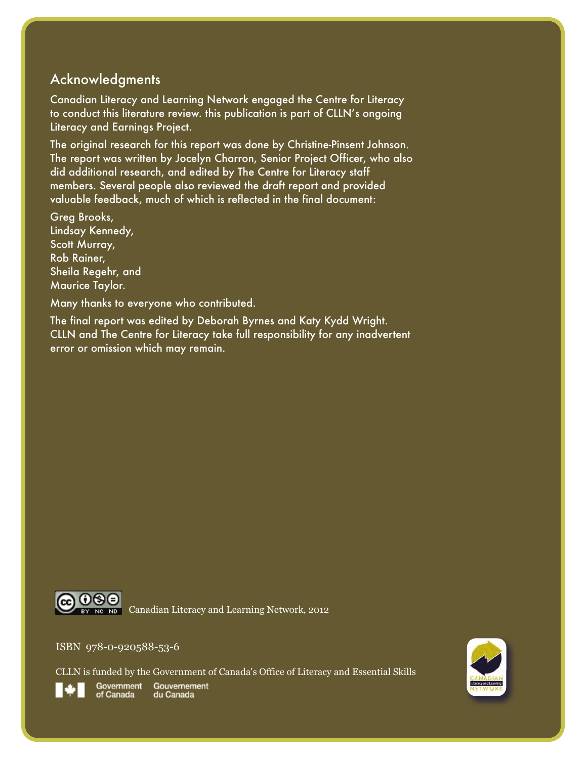## Acknowledgments

Canadian Literacy and Learning Network engaged the Centre for Literacy to conduct this literature review. this publication is part of CLLN's ongoing Literacy and Earnings Project.

The original research for this report was done by Christine-Pinsent Johnson. The report was written by Jocelyn Charron, Senior Project Officer, who also did additional research, and edited by The Centre for Literacy staff members. Several people also reviewed the draft report and provided valuable feedback, much of which is reflected in the final document:

Greg Brooks,
Lindsay Kennedy,
Scott Murray,
Rob Rainer,
Sheila Regehr, and
Maurice Taylor.

Many thanks to everyone who contributed.

The final report was edited by Deborah Byrnes and Katy Kydd Wright. CLLN and The Centre for Literacy take full responsibility for any inadvertent error or omission which may remain.

Canadian Literacy and Learning Network, 2012

ISBN 978-0-920588-53-6

CLLN is funded by the Government of Canada's Office of Literacy and Essential Skills

Government of Canada Gouvernement du Canada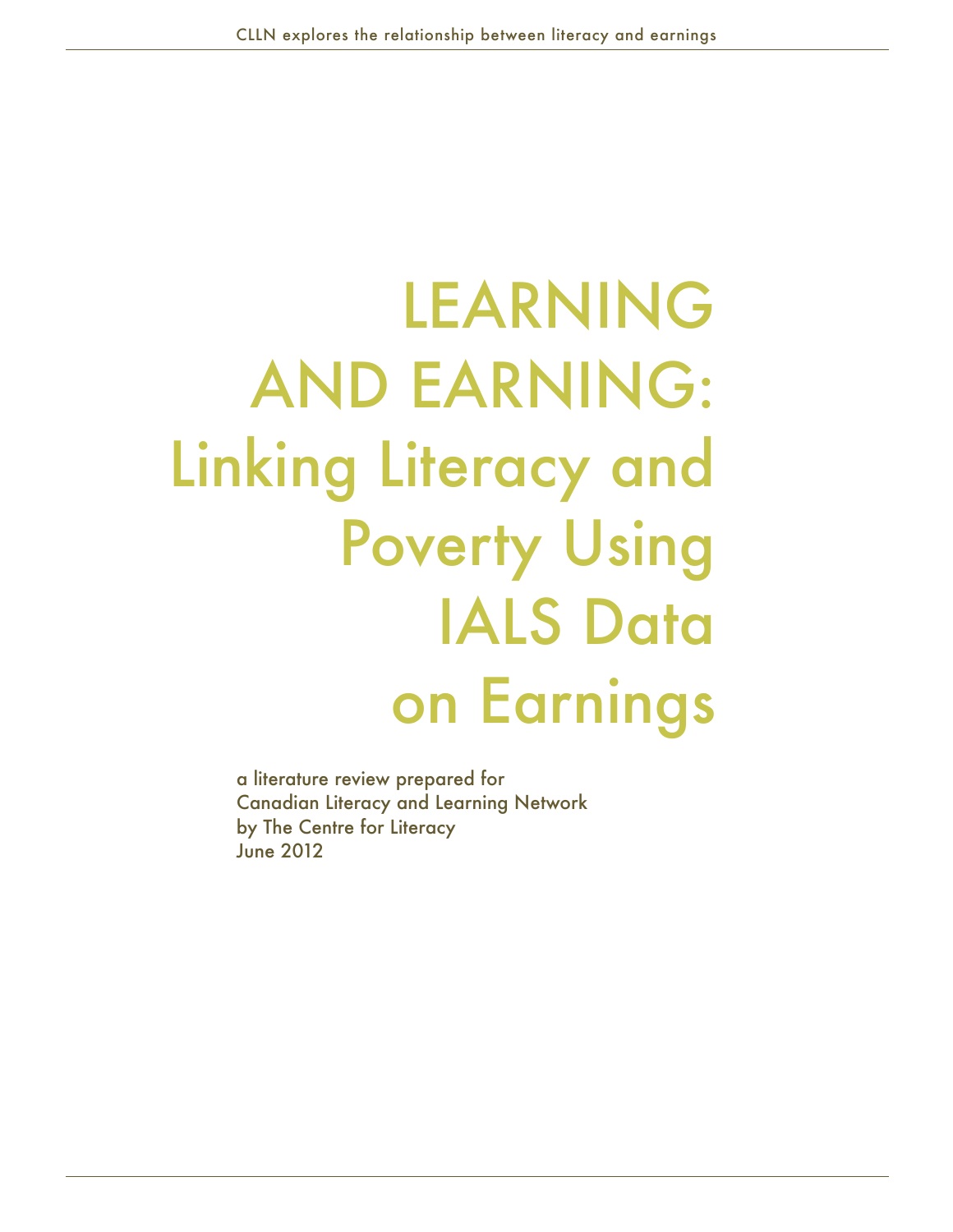# LEARNING AND EARNING: Linking Literacy and Poverty Using IALS Data on Earnings

a literature review prepared for
Canadian Literacy and Learning Network
by The Centre for Literacy
June 2012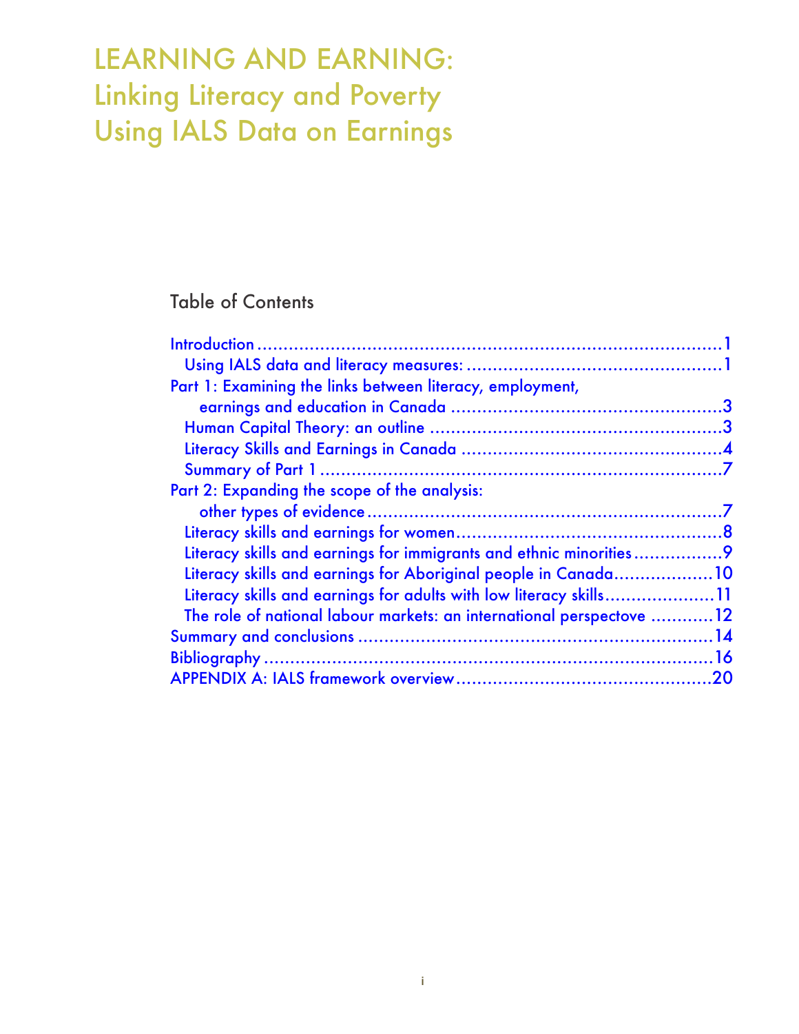# LEARNING AND EARNING: Linking Literacy and Poverty Using IALS Data on Earnings

## Table of Contents

- Introduction ........................................................................................1
  - Using IALS data and literacy measures: ...............................................1
- Part 1: Examining the links between literacy, employment, earnings and education in Canada ...................................................3
  - Human Capital Theory: an outline .......................................................3
  - Literacy Skills and Earnings in Canada .................................................4
  - Summary of Part 1 ..........................................................................7
- Part 2: Expanding the scope of the analysis: other types of evidence ..................................................................7
  - Literacy skills and earnings for women..................................................8
  - Literacy skills and earnings for immigrants and ethnic minorities .................9
  - Literacy skills and earnings for Aboriginal people in Canada...................10
  - Literacy skills and earnings for adults with low literacy skills.....................11
  - The role of national labour markets: an international perspectove ............12
- Summary and conclusions ..................................................................14
- Bibliography ...................................................................................16
- APPENDIX A: IALS framework overview ................................................20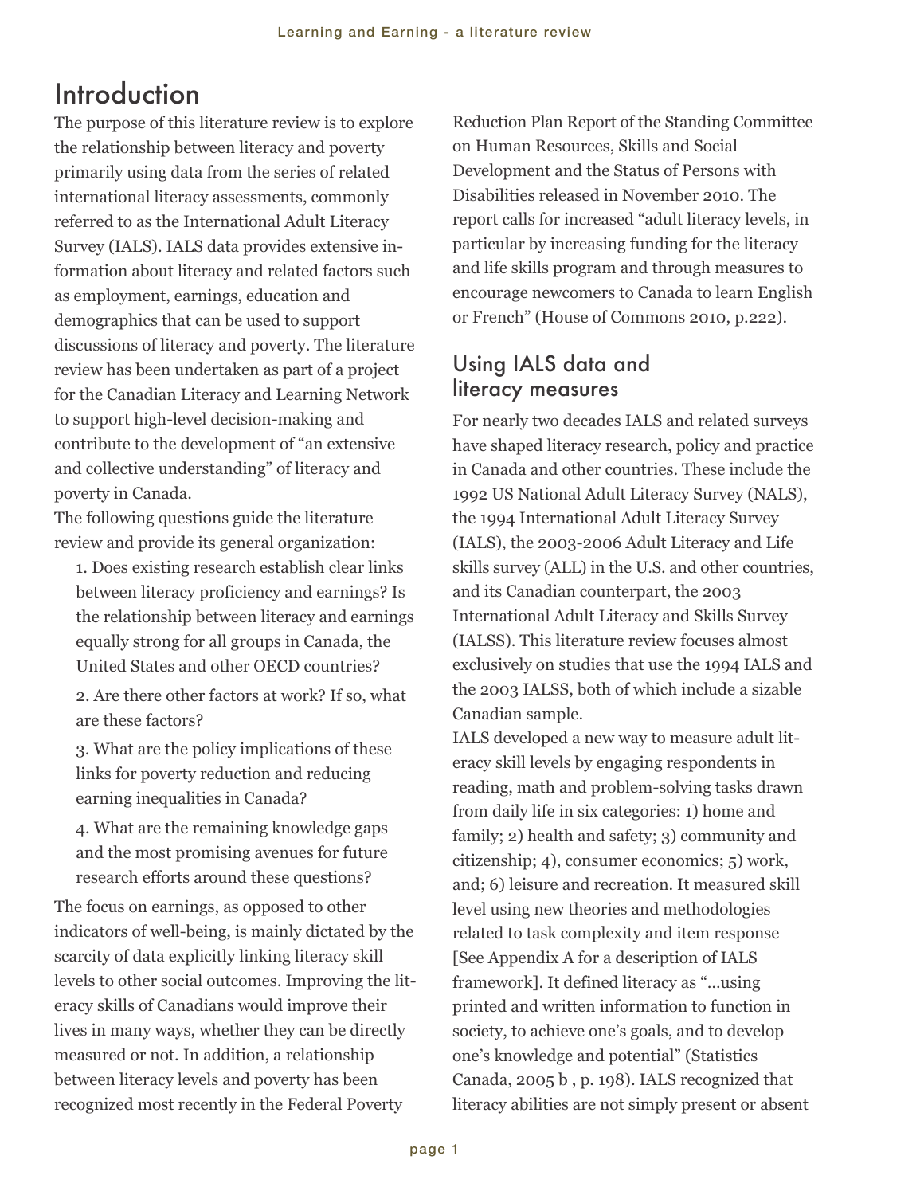# Introduction

The purpose of this literature review is to explore the relationship between literacy and poverty primarily using data from the series of related international literacy assessments, commonly referred to as the International Adult Literacy Survey (IALS). IALS data provides extensive information about literacy and related factors such as employment, earnings, education and demographics that can be used to support discussions of literacy and poverty. The literature review has been undertaken as part of a project for the Canadian Literacy and Learning Network to support high-level decision-making and contribute to the development of "an extensive and collective understanding" of literacy and poverty in Canada.

The following questions guide the literature review and provide its general organization:

1. Does existing research establish clear links between literacy proficiency and earnings? Is the relationship between literacy and earnings equally strong for all groups in Canada, the United States and other OECD countries?
2. Are there other factors at work? If so, what are these factors?
3. What are the policy implications of these links for poverty reduction and reducing earning inequalities in Canada?
4. What are the remaining knowledge gaps and the most promising avenues for future research efforts around these questions?

The focus on earnings, as opposed to other indicators of well-being, is mainly dictated by the scarcity of data explicitly linking literacy skill levels to other social outcomes. Improving the literacy skills of Canadians would improve their lives in many ways, whether they can be directly measured or not. In addition, a relationship between literacy levels and poverty has been recognized most recently in the Federal Poverty Reduction Plan Report of the Standing Committee on Human Resources, Skills and Social Development and the Status of Persons with Disabilities released in November 2010. The report calls for increased "adult literacy levels, in particular by increasing funding for the literacy and life skills program and through measures to encourage newcomers to Canada to learn English or French" (House of Commons 2010, p.222).

## Using IALS data and literacy measures

For nearly two decades IALS and related surveys have shaped literacy research, policy and practice in Canada and other countries. These include the 1992 US National Adult Literacy Survey (NALS), the 1994 International Adult Literacy Survey (IALS), the 2003-2006 Adult Literacy and Life skills survey (ALL) in the U.S. and other countries, and its Canadian counterpart, the 2003 International Adult Literacy and Skills Survey (IALSS). This literature review focuses almost exclusively on studies that use the 1994 IALS and the 2003 IALSS, both of which include a sizable Canadian sample.

IALS developed a new way to measure adult literacy skill levels by engaging respondents in reading, math and problem-solving tasks drawn from daily life in six categories: 1) home and family; 2) health and safety; 3) community and citizenship; 4), consumer economics; 5) work, and; 6) leisure and recreation. It measured skill level using new theories and methodologies related to task complexity and item response [See Appendix A for a description of IALS framework]. It defined literacy as "...using printed and written information to function in society, to achieve one's goals, and to develop one's knowledge and potential" (Statistics Canada, 2005 b , p. 198). IALS recognized that literacy abilities are not simply present or absent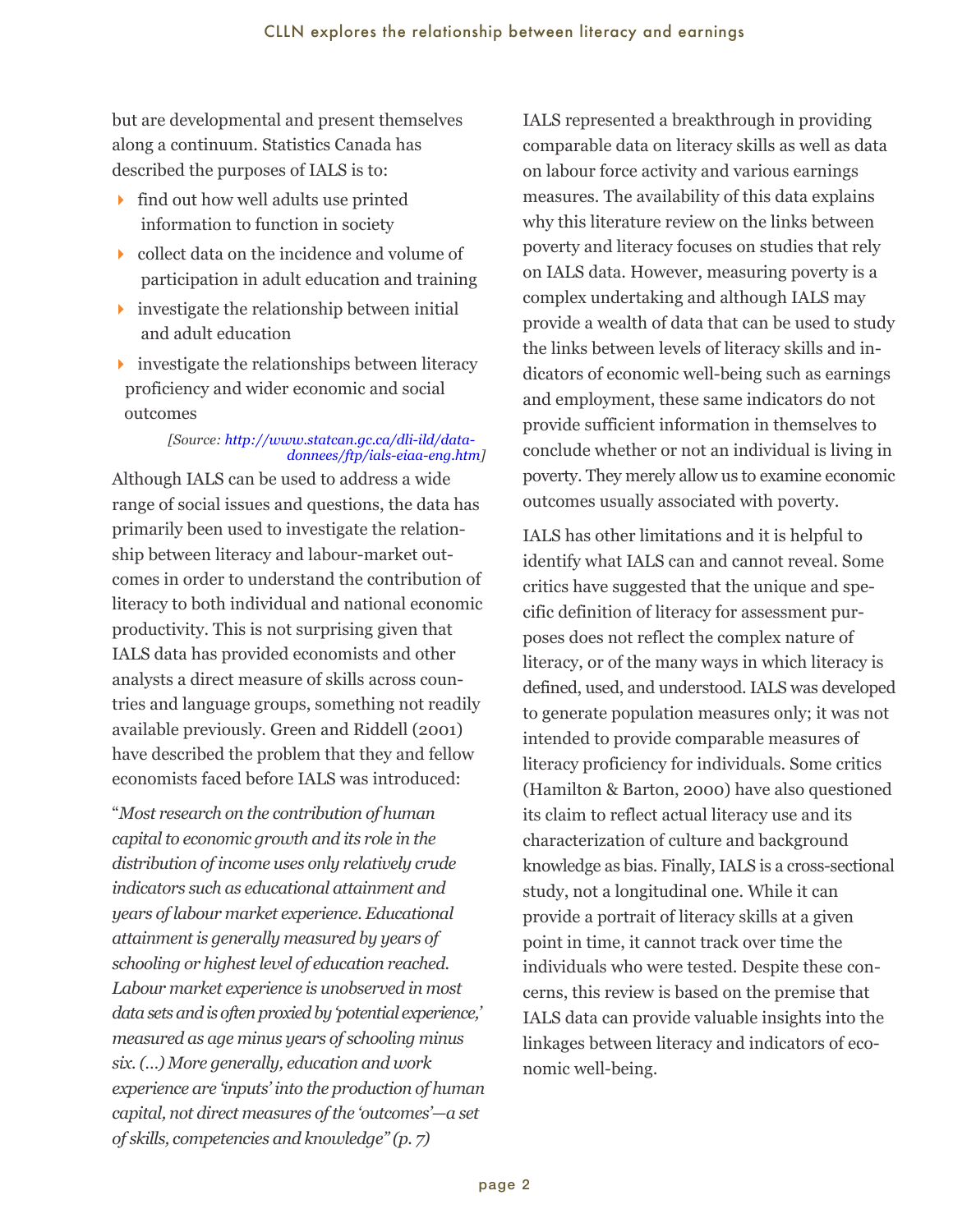but are developmental and present themselves along a continuum. Statistics Canada has described the purposes of IALS is to:

- find out how well adults use printed information to function in society
- collect data on the incidence and volume of participation in adult education and training
- investigate the relationship between initial and adult education
- investigate the relationships between literacy proficiency and wider economic and social outcomes

*[Source: http://www.statcan.gc.ca/dli-ild/data-donnees/ftp/ials-eiaa-eng.htm]*

Although IALS can be used to address a wide range of social issues and questions, the data has primarily been used to investigate the relationship between literacy and labour-market outcomes in order to understand the contribution of literacy to both individual and national economic productivity. This is not surprising given that IALS data has provided economists and other analysts a direct measure of skills across countries and language groups, something not readily available previously. Green and Riddell (2001) have described the problem that they and fellow economists faced before IALS was introduced:

"*Most research on the contribution of human capital to economic growth and its role in the distribution of income uses only relatively crude indicators such as educational attainment and years of labour market experience. Educational attainment is generally measured by years of schooling or highest level of education reached. Labour market experience is unobserved in most data sets and is often proxied by 'potential experience,' measured as age minus years of schooling minus six. (…) More generally, education and work experience are 'inputs' into the production of human capital, not direct measures of the 'outcomes'—a set of skills, competencies and knowledge" (p. 7)*

IALS represented a breakthrough in providing comparable data on literacy skills as well as data on labour force activity and various earnings measures. The availability of this data explains why this literature review on the links between poverty and literacy focuses on studies that rely on IALS data. However, measuring poverty is a complex undertaking and although IALS may provide a wealth of data that can be used to study the links between levels of literacy skills and indicators of economic well-being such as earnings and employment, these same indicators do not provide sufficient information in themselves to conclude whether or not an individual is living in poverty. They merely allow us to examine economic outcomes usually associated with poverty.

IALS has other limitations and it is helpful to identify what IALS can and cannot reveal. Some critics have suggested that the unique and specific definition of literacy for assessment purposes does not reflect the complex nature of literacy, or of the many ways in which literacy is defined, used, and understood. IALS was developed to generate population measures only; it was not intended to provide comparable measures of literacy proficiency for individuals. Some critics (Hamilton & Barton, 2000) have also questioned its claim to reflect actual literacy use and its characterization of culture and background knowledge as bias. Finally, IALS is a cross-sectional study, not a longitudinal one. While it can provide a portrait of literacy skills at a given point in time, it cannot track over time the individuals who were tested. Despite these concerns, this review is based on the premise that IALS data can provide valuable insights into the linkages between literacy and indicators of economic well-being.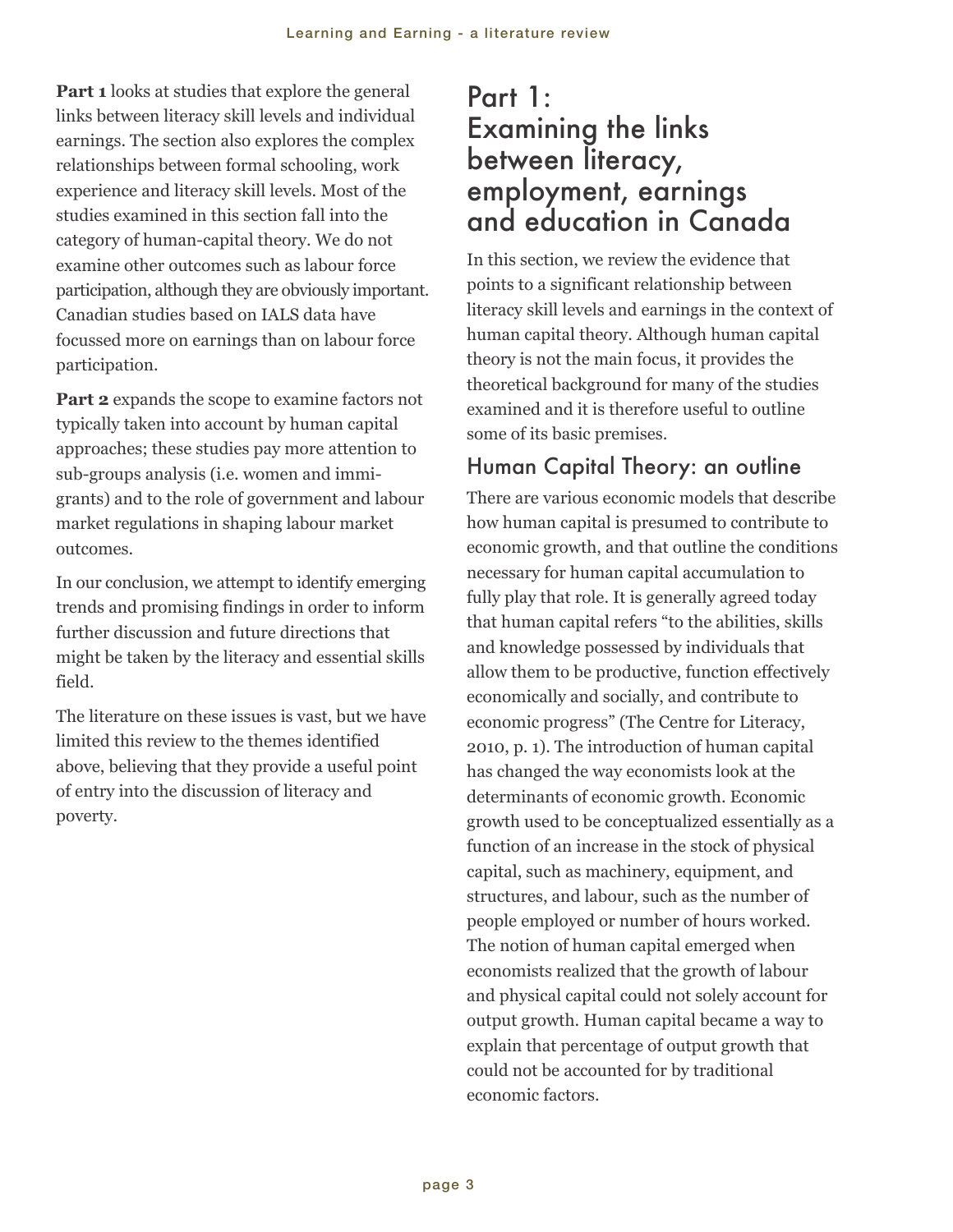**Part 1** looks at studies that explore the general links between literacy skill levels and individual earnings. The section also explores the complex relationships between formal schooling, work experience and literacy skill levels. Most of the studies examined in this section fall into the category of human-capital theory. We do not examine other outcomes such as labour force participation, although they are obviously important. Canadian studies based on IALS data have focussed more on earnings than on labour force participation.

**Part 2** expands the scope to examine factors not typically taken into account by human capital approaches; these studies pay more attention to sub-groups analysis (i.e. women and immigrants) and to the role of government and labour market regulations in shaping labour market outcomes.

In our conclusion, we attempt to identify emerging trends and promising findings in order to inform further discussion and future directions that might be taken by the literacy and essential skills field.

The literature on these issues is vast, but we have limited this review to the themes identified above, believing that they provide a useful point of entry into the discussion of literacy and poverty.

# Part 1: Examining the links between literacy, employment, earnings and education in Canada

In this section, we review the evidence that points to a significant relationship between literacy skill levels and earnings in the context of human capital theory. Although human capital theory is not the main focus, it provides the theoretical background for many of the studies examined and it is therefore useful to outline some of its basic premises.

## Human Capital Theory: an outline

There are various economic models that describe how human capital is presumed to contribute to economic growth, and that outline the conditions necessary for human capital accumulation to fully play that role. It is generally agreed today that human capital refers "to the abilities, skills and knowledge possessed by individuals that allow them to be productive, function effectively economically and socially, and contribute to economic progress" (The Centre for Literacy, 2010, p. 1). The introduction of human capital has changed the way economists look at the determinants of economic growth. Economic growth used to be conceptualized essentially as a function of an increase in the stock of physical capital, such as machinery, equipment, and structures, and labour, such as the number of people employed or number of hours worked. The notion of human capital emerged when economists realized that the growth of labour and physical capital could not solely account for output growth. Human capital became a way to explain that percentage of output growth that could not be accounted for by traditional economic factors.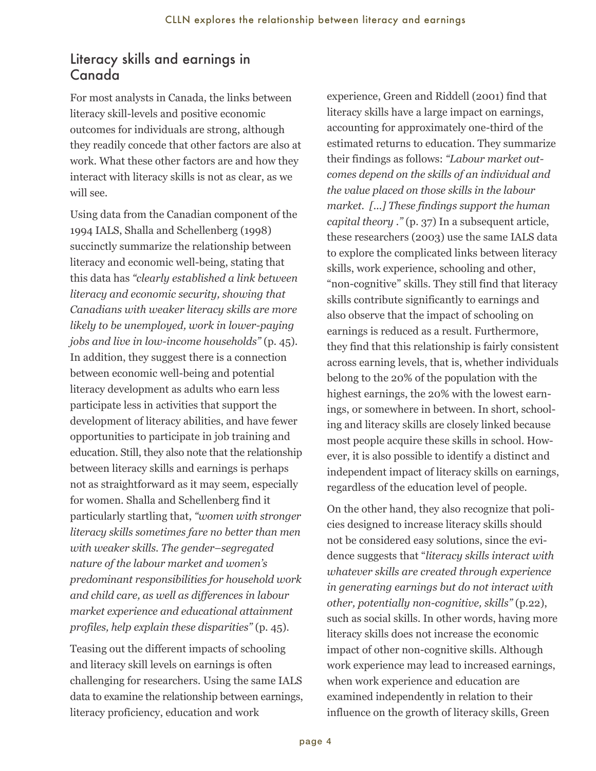## Literacy skills and earnings in Canada

For most analysts in Canada, the links between literacy skill-levels and positive economic outcomes for individuals are strong, although they readily concede that other factors are also at work. What these other factors are and how they interact with literacy skills is not as clear, as we will see.

Using data from the Canadian component of the 1994 IALS, Shalla and Schellenberg (1998) succinctly summarize the relationship between literacy and economic well-being, stating that this data has *"clearly established a link between literacy and economic security, showing that Canadians with weaker literacy skills are more likely to be unemployed, work in lower-paying jobs and live in low-income households"* (p. 45). In addition, they suggest there is a connection between economic well-being and potential literacy development as adults who earn less participate less in activities that support the development of literacy abilities, and have fewer opportunities to participate in job training and education. Still, they also note that the relationship between literacy skills and earnings is perhaps not as straightforward as it may seem, especially for women. Shalla and Schellenberg find it particularly startling that, *"women with stronger literacy skills sometimes fare no better than men with weaker skills. The gender–segregated nature of the labour market and women's predominant responsibilities for household work and child care, as well as differences in labour market experience and educational attainment profiles, help explain these disparities"* (p. 45).

Teasing out the different impacts of schooling and literacy skill levels on earnings is often challenging for researchers. Using the same IALS data to examine the relationship between earnings, literacy proficiency, education and work experience, Green and Riddell (2001) find that literacy skills have a large impact on earnings, accounting for approximately one-third of the estimated returns to education. They summarize their findings as follows: *"Labour market outcomes depend on the skills of an individual and the value placed on those skills in the labour market. [...] These findings support the human capital theory ."* (p. 37) In a subsequent article, these researchers (2003) use the same IALS data to explore the complicated links between literacy skills, work experience, schooling and other, "non-cognitive" skills. They still find that literacy skills contribute significantly to earnings and also observe that the impact of schooling on earnings is reduced as a result. Furthermore, they find that this relationship is fairly consistent across earning levels, that is, whether individuals belong to the 20% of the population with the highest earnings, the 20% with the lowest earnings, or somewhere in between. In short, schooling and literacy skills are closely linked because most people acquire these skills in school. However, it is also possible to identify a distinct and independent impact of literacy skills on earnings, regardless of the education level of people.

On the other hand, they also recognize that policies designed to increase literacy skills should not be considered easy solutions, since the evidence suggests that "*literacy skills interact with whatever skills are created through experience in generating earnings but do not interact with other, potentially non-cognitive, skills"* (p.22), such as social skills. In other words, having more literacy skills does not increase the economic impact of other non-cognitive skills. Although work experience may lead to increased earnings, when work experience and education are examined independently in relation to their influence on the growth of literacy skills, Green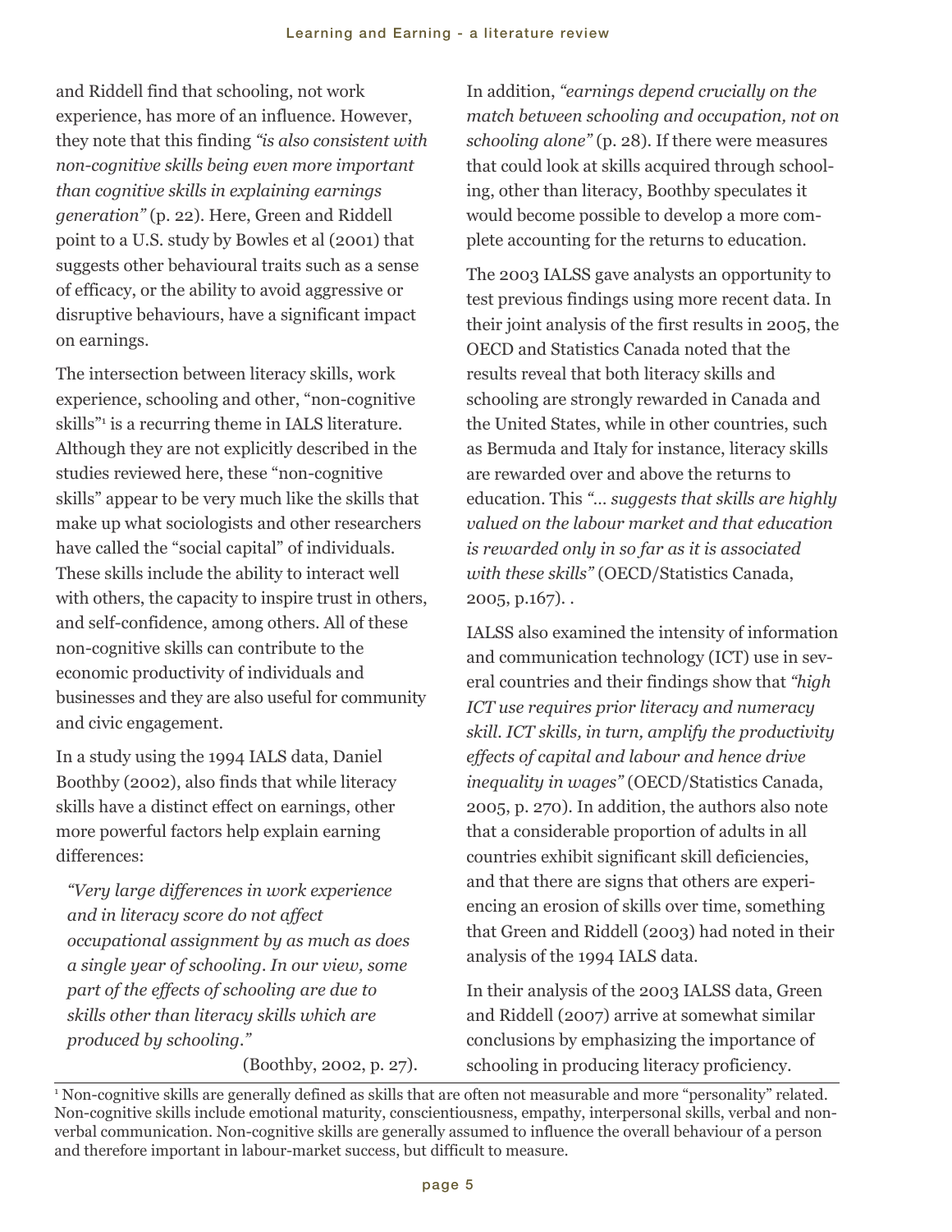and Riddell find that schooling, not work experience, has more of an influence. However, they note that this finding *"is also consistent with non-cognitive skills being even more important than cognitive skills in explaining earnings generation"* (p. 22). Here, Green and Riddell point to a U.S. study by Bowles et al (2001) that suggests other behavioural traits such as a sense of efficacy, or the ability to avoid aggressive or disruptive behaviours, have a significant impact on earnings.

The intersection between literacy skills, work experience, schooling and other, "non-cognitive skills"[1] is a recurring theme in IALS literature. Although they are not explicitly described in the studies reviewed here, these "non-cognitive skills" appear to be very much like the skills that make up what sociologists and other researchers have called the "social capital" of individuals. These skills include the ability to interact well with others, the capacity to inspire trust in others, and self-confidence, among others. All of these non-cognitive skills can contribute to the economic productivity of individuals and businesses and they are also useful for community and civic engagement.

In a study using the 1994 IALS data, Daniel Boothby (2002), also finds that while literacy skills have a distinct effect on earnings, other more powerful factors help explain earning differences:

> *"Very large differences in work experience and in literacy score do not affect occupational assignment by as much as does a single year of schooling. In our view, some part of the effects of schooling are due to skills other than literacy skills which are produced by schooling."*
>
> (Boothby, 2002, p. 27).

In addition, *"earnings depend crucially on the match between schooling and occupation, not on schooling alone"* (p. 28). If there were measures that could look at skills acquired through schooling, other than literacy, Boothby speculates it would become possible to develop a more complete accounting for the returns to education.

The 2003 IALSS gave analysts an opportunity to test previous findings using more recent data. In their joint analysis of the first results in 2005, the OECD and Statistics Canada noted that the results reveal that both literacy skills and schooling are strongly rewarded in Canada and the United States, while in other countries, such as Bermuda and Italy for instance, literacy skills are rewarded over and above the returns to education. This *"… suggests that skills are highly valued on the labour market and that education is rewarded only in so far as it is associated with these skills"* (OECD/Statistics Canada, 2005, p.167). .

IALSS also examined the intensity of information and communication technology (ICT) use in several countries and their findings show that *"high ICT use requires prior literacy and numeracy skill. ICT skills, in turn, amplify the productivity effects of capital and labour and hence drive inequality in wages"* (OECD/Statistics Canada, 2005, p. 270). In addition, the authors also note that a considerable proportion of adults in all countries exhibit significant skill deficiencies, and that there are signs that others are experiencing an erosion of skills over time, something that Green and Riddell (2003) had noted in their analysis of the 1994 IALS data.

In their analysis of the 2003 IALSS data, Green and Riddell (2007) arrive at somewhat similar conclusions by emphasizing the importance of schooling in producing literacy proficiency.

---

[1] Non-cognitive skills are generally defined as skills that are often not measurable and more "personality" related. Non-cognitive skills include emotional maturity, conscientiousness, empathy, interpersonal skills, verbal and non-verbal communication. Non-cognitive skills are generally assumed to influence the overall behaviour of a person and therefore important in labour-market success, but difficult to measure.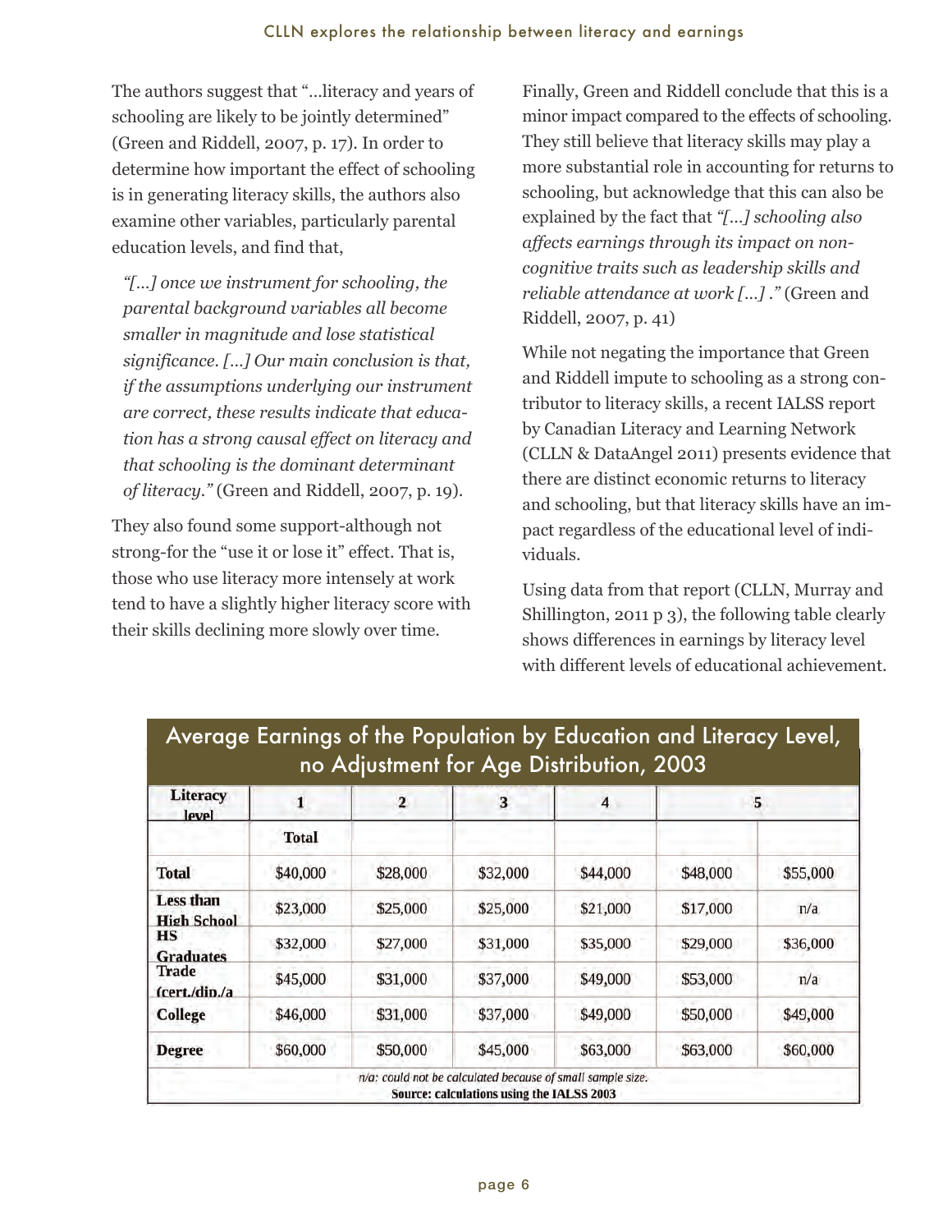The authors suggest that "...literacy and years of schooling are likely to be jointly determined" (Green and Riddell, 2007, p. 17). In order to determine how important the effect of schooling is in generating literacy skills, the authors also examine other variables, particularly parental education levels, and find that,

> *"[...] once we instrument for schooling, the parental background variables all become smaller in magnitude and lose statistical significance. [...] Our main conclusion is that, if the assumptions underlying our instrument are correct, these results indicate that education has a strong causal effect on literacy and that schooling is the dominant determinant of literacy."* (Green and Riddell, 2007, p. 19).

They also found some support-although not strong-for the "use it or lose it" effect. That is, those who use literacy more intensely at work tend to have a slightly higher literacy score with their skills declining more slowly over time.

Finally, Green and Riddell conclude that this is a minor impact compared to the effects of schooling. They still believe that literacy skills may play a more substantial role in accounting for returns to schooling, but acknowledge that this can also be explained by the fact that *"[...] schooling also affects earnings through its impact on non-cognitive traits such as leadership skills and reliable attendance at work [...] ."* (Green and Riddell, 2007, p. 41)

While not negating the importance that Green and Riddell impute to schooling as a strong contributor to literacy skills, a recent IALSS report by Canadian Literacy and Learning Network (CLLN & DataAngel 2011) presents evidence that there are distinct economic returns to literacy and schooling, but that literacy skills have an impact regardless of the educational level of individuals.

Using data from that report (CLLN, Murray and Shillington, 2011 p 3), the following table clearly shows differences in earnings by literacy level with different levels of educational achievement.

**Average Earnings of the Population by Education and Literacy Level, no Adjustment for Age Distribution, 2003**

| Literacy level | 1 | 2 | 3 | 4 | 5 | |
|---|---|---|---|---|---|---|
| | Total | | | | | |
| Total | $40,000 | $28,000 | $32,000 | $44,000 | $48,000 | $55,000 |
| Less than High School | $23,000 | $25,000 | $25,000 | $21,000 | $17,000 | n/a |
| HS Graduates | $32,000 | $27,000 | $31,000 | $35,000 | $29,000 | $36,000 |
| Trade (cert./dip./a | $45,000 | $31,000 | $37,000 | $49,000 | $53,000 | n/a |
| College | $46,000 | $31,000 | $37,000 | $49,000 | $50,000 | $49,000 |
| Degree | $60,000 | $50,000 | $45,000 | $63,000 | $63,000 | $60,000 |

*n/a: could not be calculated because of small sample size.*

**Source: calculations using the IALSS 2003**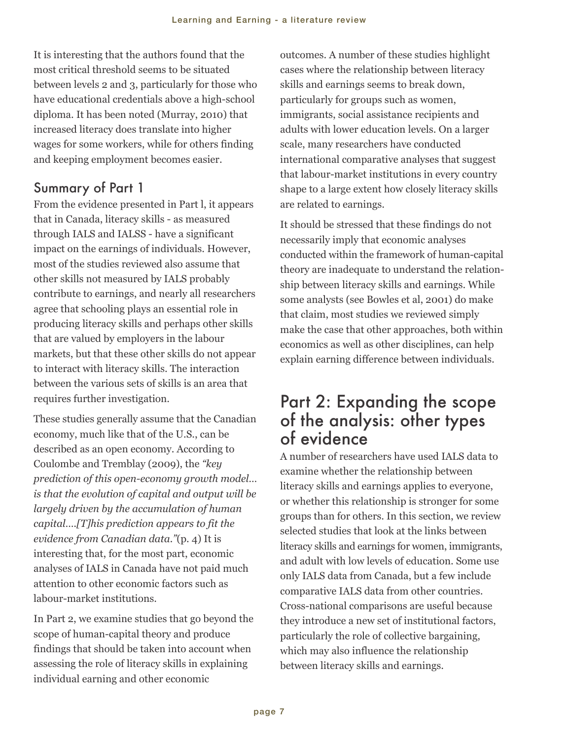It is interesting that the authors found that the most critical threshold seems to be situated between levels 2 and 3, particularly for those who have educational credentials above a high-school diploma. It has been noted (Murray, 2010) that increased literacy does translate into higher wages for some workers, while for others finding and keeping employment becomes easier.

## Summary of Part 1

From the evidence presented in Part l, it appears that in Canada, literacy skills - as measured through IALS and IALSS - have a significant impact on the earnings of individuals. However, most of the studies reviewed also assume that other skills not measured by IALS probably contribute to earnings, and nearly all researchers agree that schooling plays an essential role in producing literacy skills and perhaps other skills that are valued by employers in the labour markets, but that these other skills do not appear to interact with literacy skills. The interaction between the various sets of skills is an area that requires further investigation.

These studies generally assume that the Canadian economy, much like that of the U.S., can be described as an open economy. According to Coulombe and Tremblay (2009), the *"key prediction of this open-economy growth model… is that the evolution of capital and output will be largely driven by the accumulation of human capital….[T]his prediction appears to fit the evidence from Canadian data."*(p. 4) It is interesting that, for the most part, economic analyses of IALS in Canada have not paid much attention to other economic factors such as labour-market institutions.

In Part 2, we examine studies that go beyond the scope of human-capital theory and produce findings that should be taken into account when assessing the role of literacy skills in explaining individual earning and other economic outcomes. A number of these studies highlight cases where the relationship between literacy skills and earnings seems to break down, particularly for groups such as women, immigrants, social assistance recipients and adults with lower education levels. On a larger scale, many researchers have conducted international comparative analyses that suggest that labour-market institutions in every country shape to a large extent how closely literacy skills are related to earnings.

It should be stressed that these findings do not necessarily imply that economic analyses conducted within the framework of human-capital theory are inadequate to understand the relationship between literacy skills and earnings. While some analysts (see Bowles et al, 2001) do make that claim, most studies we reviewed simply make the case that other approaches, both within economics as well as other disciplines, can help explain earning difference between individuals.

# Part 2: Expanding the scope of the analysis: other types of evidence

A number of researchers have used IALS data to examine whether the relationship between literacy skills and earnings applies to everyone, or whether this relationship is stronger for some groups than for others. In this section, we review selected studies that look at the links between literacy skills and earnings for women, immigrants, and adult with low levels of education. Some use only IALS data from Canada, but a few include comparative IALS data from other countries. Cross-national comparisons are useful because they introduce a new set of institutional factors, particularly the role of collective bargaining, which may also influence the relationship between literacy skills and earnings.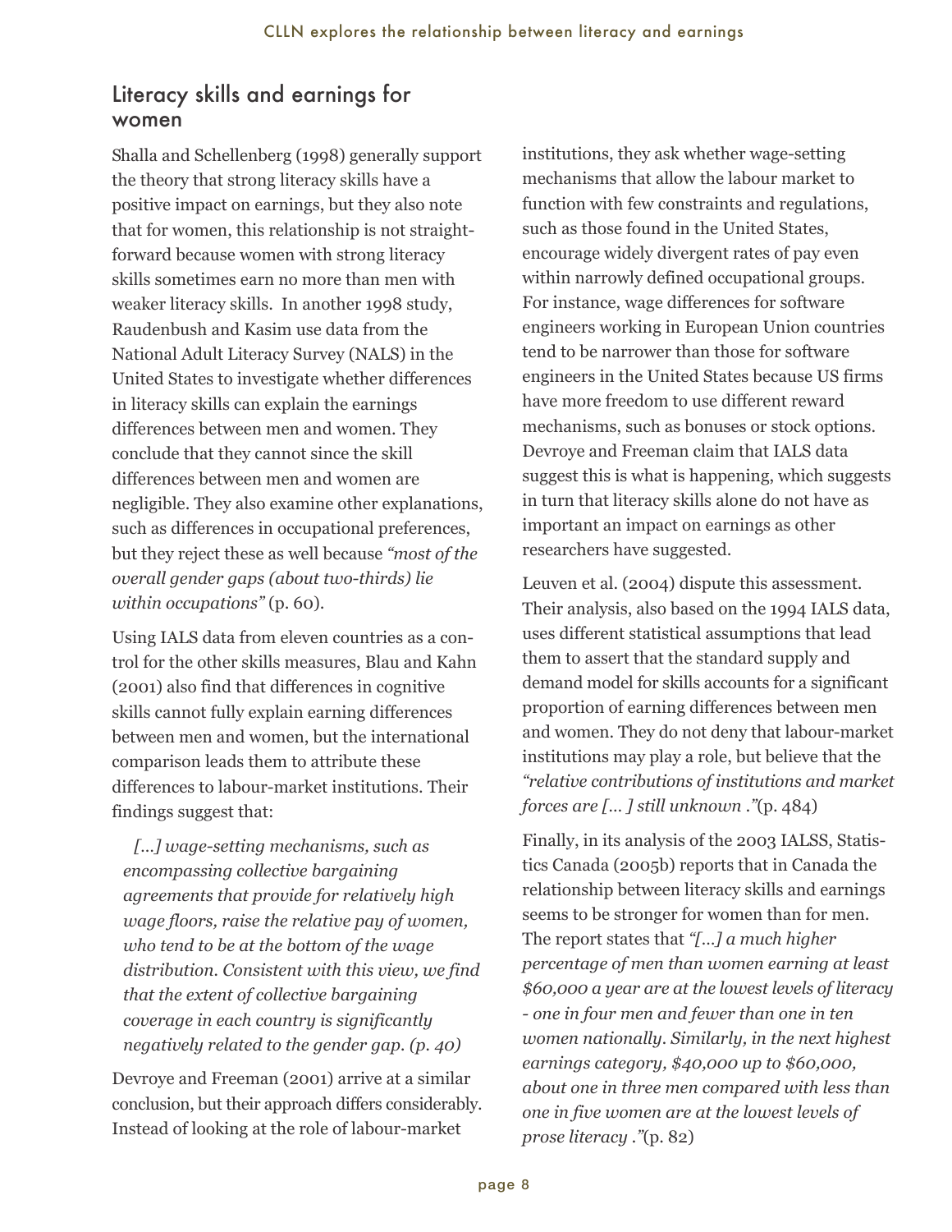## Literacy skills and earnings for women

Shalla and Schellenberg (1998) generally support the theory that strong literacy skills have a positive impact on earnings, but they also note that for women, this relationship is not straightforward because women with strong literacy skills sometimes earn no more than men with weaker literacy skills. In another 1998 study, Raudenbush and Kasim use data from the National Adult Literacy Survey (NALS) in the United States to investigate whether differences in literacy skills can explain the earnings differences between men and women. They conclude that they cannot since the skill differences between men and women are negligible. They also examine other explanations, such as differences in occupational preferences, but they reject these as well because *"most of the overall gender gaps (about two-thirds) lie within occupations"* (p. 60).

Using IALS data from eleven countries as a control for the other skills measures, Blau and Kahn (2001) also find that differences in cognitive skills cannot fully explain earning differences between men and women, but the international comparison leads them to attribute these differences to labour-market institutions. Their findings suggest that:

> *[...] wage-setting mechanisms, such as encompassing collective bargaining agreements that provide for relatively high wage floors, raise the relative pay of women, who tend to be at the bottom of the wage distribution. Consistent with this view, we find that the extent of collective bargaining coverage in each country is significantly negatively related to the gender gap. (p. 40)*

Devroye and Freeman (2001) arrive at a similar conclusion, but their approach differs considerably. Instead of looking at the role of labour-market institutions, they ask whether wage-setting mechanisms that allow the labour market to function with few constraints and regulations, such as those found in the United States, encourage widely divergent rates of pay even within narrowly defined occupational groups. For instance, wage differences for software engineers working in European Union countries tend to be narrower than those for software engineers in the United States because US firms have more freedom to use different reward mechanisms, such as bonuses or stock options. Devroye and Freeman claim that IALS data suggest this is what is happening, which suggests in turn that literacy skills alone do not have as important an impact on earnings as other researchers have suggested.

Leuven et al. (2004) dispute this assessment. Their analysis, also based on the 1994 IALS data, uses different statistical assumptions that lead them to assert that the standard supply and demand model for skills accounts for a significant proportion of earning differences between men and women. They do not deny that labour-market institutions may play a role, but believe that the *"relative contributions of institutions and market forces are [... ] still unknown ."*(p. 484)

Finally, in its analysis of the 2003 IALSS, Statistics Canada (2005b) reports that in Canada the relationship between literacy skills and earnings seems to be stronger for women than for men. The report states that *"[...] a much higher percentage of men than women earning at least $60,000 a year are at the lowest levels of literacy - one in four men and fewer than one in ten women nationally. Similarly, in the next highest earnings category, $40,000 up to $60,000, about one in three men compared with less than one in five women are at the lowest levels of prose literacy ."*(p. 82)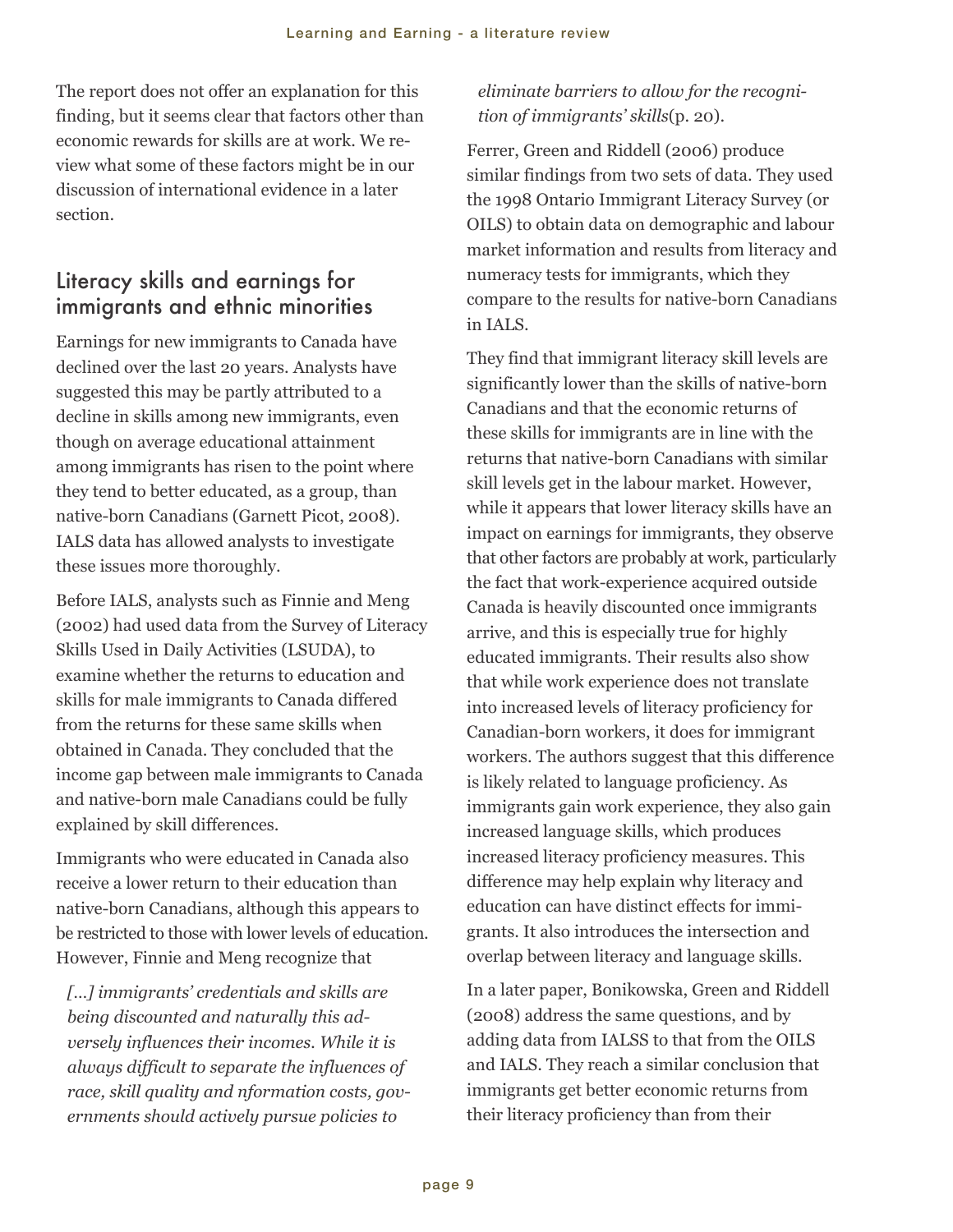The report does not offer an explanation for this finding, but it seems clear that factors other than economic rewards for skills are at work. We review what some of these factors might be in our discussion of international evidence in a later section.

## Literacy skills and earnings for immigrants and ethnic minorities

Earnings for new immigrants to Canada have declined over the last 20 years. Analysts have suggested this may be partly attributed to a decline in skills among new immigrants, even though on average educational attainment among immigrants has risen to the point where they tend to better educated, as a group, than native-born Canadians (Garnett Picot, 2008). IALS data has allowed analysts to investigate these issues more thoroughly.

Before IALS, analysts such as Finnie and Meng (2002) had used data from the Survey of Literacy Skills Used in Daily Activities (LSUDA), to examine whether the returns to education and skills for male immigrants to Canada differed from the returns for these same skills when obtained in Canada. They concluded that the income gap between male immigrants to Canada and native-born male Canadians could be fully explained by skill differences.

Immigrants who were educated in Canada also receive a lower return to their education than native-born Canadians, although this appears to be restricted to those with lower levels of education. However, Finnie and Meng recognize that

> *[...] immigrants' credentials and skills are being discounted and naturally this adversely influences their incomes. While it is always difficult to separate the influences of race, skill quality and nformation costs, governments should actively pursue policies to eliminate barriers to allow for the recognition of immigrants' skills*(p. 20).

Ferrer, Green and Riddell (2006) produce similar findings from two sets of data. They used the 1998 Ontario Immigrant Literacy Survey (or OILS) to obtain data on demographic and labour market information and results from literacy and numeracy tests for immigrants, which they compare to the results for native-born Canadians in IALS.

They find that immigrant literacy skill levels are significantly lower than the skills of native-born Canadians and that the economic returns of these skills for immigrants are in line with the returns that native-born Canadians with similar skill levels get in the labour market. However, while it appears that lower literacy skills have an impact on earnings for immigrants, they observe that other factors are probably at work, particularly the fact that work-experience acquired outside Canada is heavily discounted once immigrants arrive, and this is especially true for highly educated immigrants. Their results also show that while work experience does not translate into increased levels of literacy proficiency for Canadian-born workers, it does for immigrant workers. The authors suggest that this difference is likely related to language proficiency. As immigrants gain work experience, they also gain increased language skills, which produces increased literacy proficiency measures. This difference may help explain why literacy and education can have distinct effects for immigrants. It also introduces the intersection and overlap between literacy and language skills.

In a later paper, Bonikowska, Green and Riddell (2008) address the same questions, and by adding data from IALSS to that from the OILS and IALS. They reach a similar conclusion that immigrants get better economic returns from their literacy proficiency than from their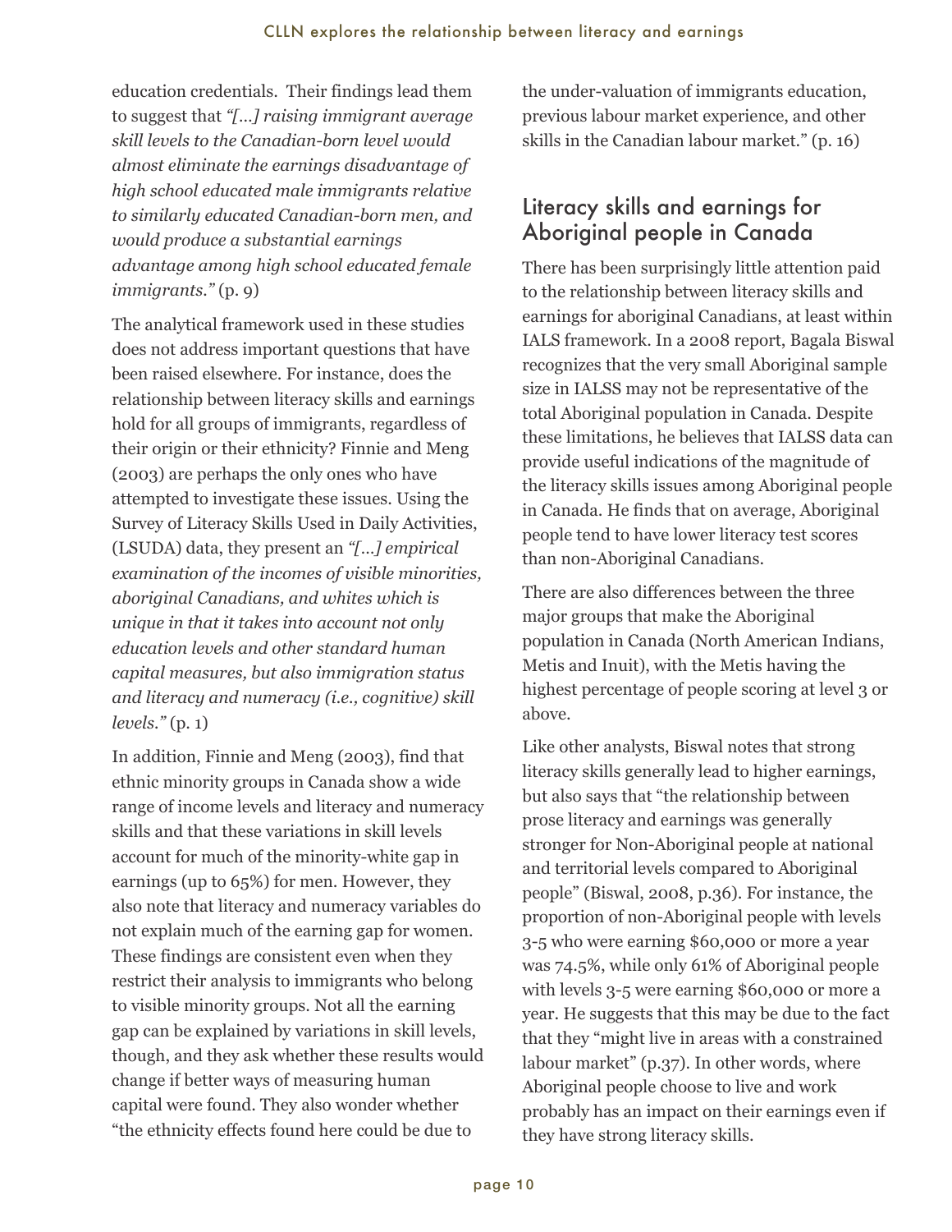education credentials. Their findings lead them to suggest that *"[...] raising immigrant average skill levels to the Canadian-born level would almost eliminate the earnings disadvantage of high school educated male immigrants relative to similarly educated Canadian-born men, and would produce a substantial earnings advantage among high school educated female immigrants."* (p. 9)

The analytical framework used in these studies does not address important questions that have been raised elsewhere. For instance, does the relationship between literacy skills and earnings hold for all groups of immigrants, regardless of their origin or their ethnicity? Finnie and Meng (2003) are perhaps the only ones who have attempted to investigate these issues. Using the Survey of Literacy Skills Used in Daily Activities, (LSUDA) data, they present an *"[...] empirical examination of the incomes of visible minorities, aboriginal Canadians, and whites which is unique in that it takes into account not only education levels and other standard human capital measures, but also immigration status and literacy and numeracy (i.e., cognitive) skill levels."* (p. 1)

In addition, Finnie and Meng (2003), find that ethnic minority groups in Canada show a wide range of income levels and literacy and numeracy skills and that these variations in skill levels account for much of the minority-white gap in earnings (up to 65%) for men. However, they also note that literacy and numeracy variables do not explain much of the earning gap for women. These findings are consistent even when they restrict their analysis to immigrants who belong to visible minority groups. Not all the earning gap can be explained by variations in skill levels, though, and they ask whether these results would change if better ways of measuring human capital were found. They also wonder whether "the ethnicity effects found here could be due to the under-valuation of immigrants education, previous labour market experience, and other skills in the Canadian labour market." (p. 16)

## Literacy skills and earnings for Aboriginal people in Canada

There has been surprisingly little attention paid to the relationship between literacy skills and earnings for aboriginal Canadians, at least within IALS framework. In a 2008 report, Bagala Biswal recognizes that the very small Aboriginal sample size in IALSS may not be representative of the total Aboriginal population in Canada. Despite these limitations, he believes that IALSS data can provide useful indications of the magnitude of the literacy skills issues among Aboriginal people in Canada. He finds that on average, Aboriginal people tend to have lower literacy test scores than non-Aboriginal Canadians.

There are also differences between the three major groups that make the Aboriginal population in Canada (North American Indians, Metis and Inuit), with the Metis having the highest percentage of people scoring at level 3 or above.

Like other analysts, Biswal notes that strong literacy skills generally lead to higher earnings, but also says that "the relationship between prose literacy and earnings was generally stronger for Non-Aboriginal people at national and territorial levels compared to Aboriginal people" (Biswal, 2008, p.36). For instance, the proportion of non-Aboriginal people with levels 3-5 who were earning $60,000 or more a year was 74.5%, while only 61% of Aboriginal people with levels 3-5 were earning $60,000 or more a year. He suggests that this may be due to the fact that they "might live in areas with a constrained labour market" (p.37). In other words, where Aboriginal people choose to live and work probably has an impact on their earnings even if they have strong literacy skills.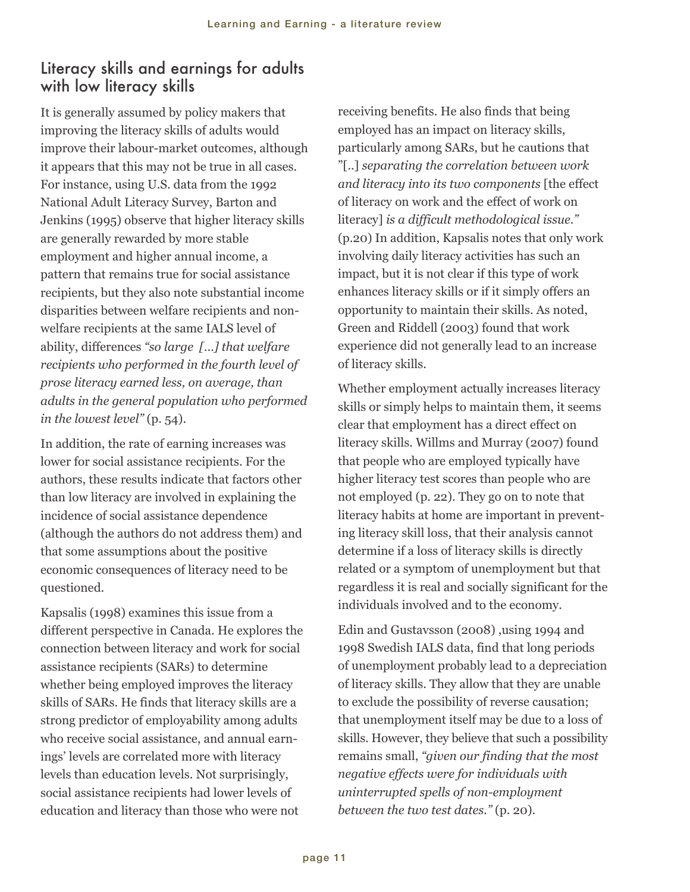## Literacy skills and earnings for adults with low literacy skills

It is generally assumed by policy makers that improving the literacy skills of adults would improve their labour-market outcomes, although it appears that this may not be true in all cases. For instance, using U.S. data from the 1992 National Adult Literacy Survey, Barton and Jenkins (1995) observe that higher literacy skills are generally rewarded by more stable employment and higher annual income, a pattern that remains true for social assistance recipients, but they also note substantial income disparities between welfare recipients and non-welfare recipients at the same IALS level of ability, differences *"so large […] that welfare recipients who performed in the fourth level of prose literacy earned less, on average, than adults in the general population who performed in the lowest level"* (p. 54).

In addition, the rate of earning increases was lower for social assistance recipients. For the authors, these results indicate that factors other than low literacy are involved in explaining the incidence of social assistance dependence (although the authors do not address them) and that some assumptions about the positive economic consequences of literacy need to be questioned.

Kapsalis (1998) examines this issue from a different perspective in Canada. He explores the connection between literacy and work for social assistance recipients (SARs) to determine whether being employed improves the literacy skills of SARs. He finds that literacy skills are a strong predictor of employability among adults who receive social assistance, and annual earnings' levels are correlated more with literacy levels than education levels. Not surprisingly, social assistance recipients had lower levels of education and literacy than those who were not receiving benefits. He also finds that being employed has an impact on literacy skills, particularly among SARs, but he cautions that "[..] *separating the correlation between work and literacy into its two components* [the effect of literacy on work and the effect of work on literacy] *is a difficult methodological issue."* (p.20) In addition, Kapsalis notes that only work involving daily literacy activities has such an impact, but it is not clear if this type of work enhances literacy skills or if it simply offers an opportunity to maintain their skills. As noted, Green and Riddell (2003) found that work experience did not generally lead to an increase of literacy skills.

Whether employment actually increases literacy skills or simply helps to maintain them, it seems clear that employment has a direct effect on literacy skills. Willms and Murray (2007) found that people who are employed typically have higher literacy test scores than people who are not employed (p. 22). They go on to note that literacy habits at home are important in preventing literacy skill loss, that their analysis cannot determine if a loss of literacy skills is directly related or a symptom of unemployment but that regardless it is real and socially significant for the individuals involved and to the economy.

Edin and Gustavsson (2008) ,using 1994 and 1998 Swedish IALS data, find that long periods of unemployment probably lead to a depreciation of literacy skills. They allow that they are unable to exclude the possibility of reverse causation; that unemployment itself may be due to a loss of skills. However, they believe that such a possibility remains small, *"given our finding that the most negative effects were for individuals with uninterrupted spells of non-employment between the two test dates."* (p. 20).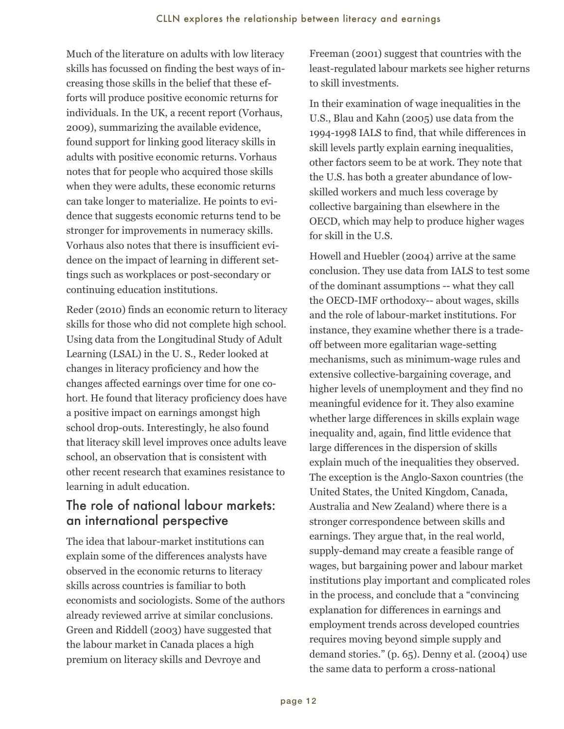Much of the literature on adults with low literacy skills has focussed on finding the best ways of increasing those skills in the belief that these efforts will produce positive economic returns for individuals. In the UK, a recent report (Vorhaus, 2009), summarizing the available evidence, found support for linking good literacy skills in adults with positive economic returns. Vorhaus notes that for people who acquired those skills when they were adults, these economic returns can take longer to materialize. He points to evidence that suggests economic returns tend to be stronger for improvements in numeracy skills. Vorhaus also notes that there is insufficient evidence on the impact of learning in different settings such as workplaces or post-secondary or continuing education institutions.

Reder (2010) finds an economic return to literacy skills for those who did not complete high school. Using data from the Longitudinal Study of Adult Learning (LSAL) in the U. S., Reder looked at changes in literacy proficiency and how the changes affected earnings over time for one cohort. He found that literacy proficiency does have a positive impact on earnings amongst high school drop-outs. Interestingly, he also found that literacy skill level improves once adults leave school, an observation that is consistent with other recent research that examines resistance to learning in adult education.

## The role of national labour markets: an international perspective

The idea that labour-market institutions can explain some of the differences analysts have observed in the economic returns to literacy skills across countries is familiar to both economists and sociologists. Some of the authors already reviewed arrive at similar conclusions. Green and Riddell (2003) have suggested that the labour market in Canada places a high premium on literacy skills and Devroye and Freeman (2001) suggest that countries with the least-regulated labour markets see higher returns to skill investments.

In their examination of wage inequalities in the U.S., Blau and Kahn (2005) use data from the 1994-1998 IALS to find, that while differences in skill levels partly explain earning inequalities, other factors seem to be at work. They note that the U.S. has both a greater abundance of low-skilled workers and much less coverage by collective bargaining than elsewhere in the OECD, which may help to produce higher wages for skill in the U.S.

Howell and Huebler (2004) arrive at the same conclusion. They use data from IALS to test some of the dominant assumptions -- what they call the OECD-IMF orthodoxy-- about wages, skills and the role of labour-market institutions. For instance, they examine whether there is a trade-off between more egalitarian wage-setting mechanisms, such as minimum-wage rules and extensive collective-bargaining coverage, and higher levels of unemployment and they find no meaningful evidence for it. They also examine whether large differences in skills explain wage inequality and, again, find little evidence that large differences in the dispersion of skills explain much of the inequalities they observed. The exception is the Anglo-Saxon countries (the United States, the United Kingdom, Canada, Australia and New Zealand) where there is a stronger correspondence between skills and earnings. They argue that, in the real world, supply-demand may create a feasible range of wages, but bargaining power and labour market institutions play important and complicated roles in the process, and conclude that a "convincing explanation for differences in earnings and employment trends across developed countries requires moving beyond simple supply and demand stories." (p. 65). Denny et al. (2004) use the same data to perform a cross-national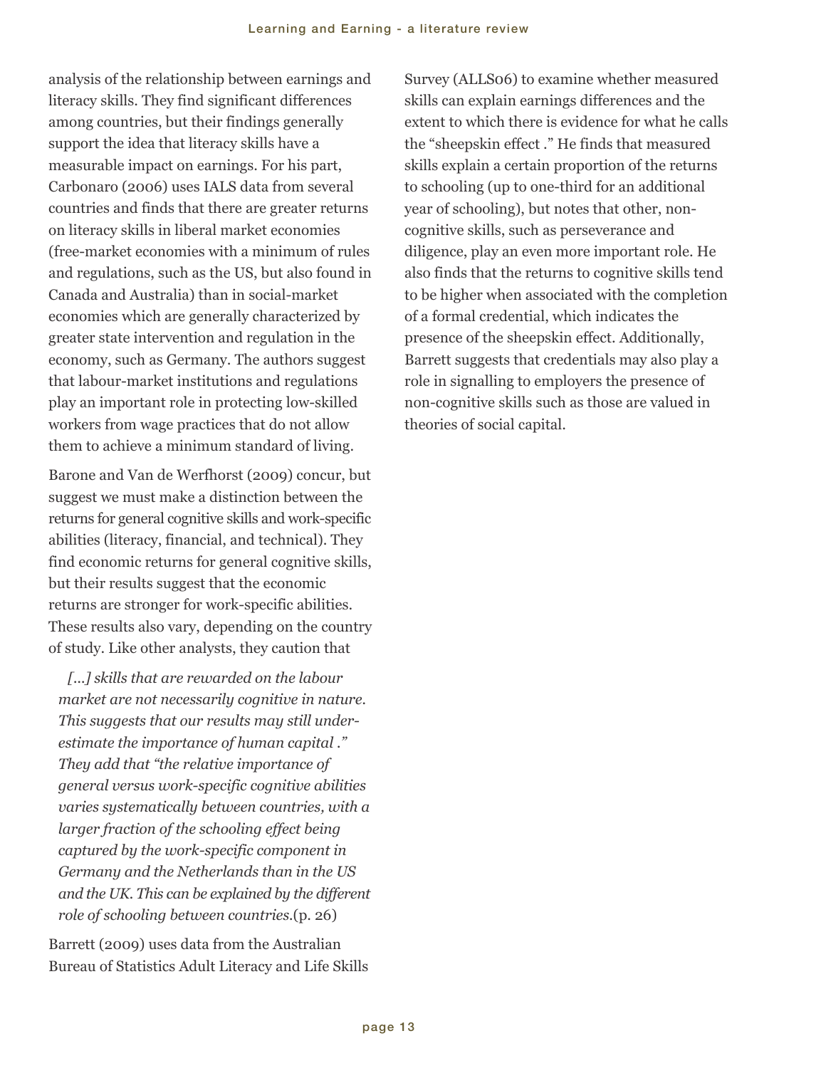analysis of the relationship between earnings and literacy skills. They find significant differences among countries, but their findings generally support the idea that literacy skills have a measurable impact on earnings. For his part, Carbonaro (2006) uses IALS data from several countries and finds that there are greater returns on literacy skills in liberal market economies (free-market economies with a minimum of rules and regulations, such as the US, but also found in Canada and Australia) than in social-market economies which are generally characterized by greater state intervention and regulation in the economy, such as Germany. The authors suggest that labour-market institutions and regulations play an important role in protecting low-skilled workers from wage practices that do not allow them to achieve a minimum standard of living.

Barone and Van de Werfhorst (2009) concur, but suggest we must make a distinction between the returns for general cognitive skills and work-specific abilities (literacy, financial, and technical). They find economic returns for general cognitive skills, but their results suggest that the economic returns are stronger for work-specific abilities. These results also vary, depending on the country of study. Like other analysts, they caution that

> *[...] skills that are rewarded on the labour market are not necessarily cognitive in nature. This suggests that our results may still under-estimate the importance of human capital ." They add that "the relative importance of general versus work-specific cognitive abilities varies systematically between countries, with a larger fraction of the schooling effect being captured by the work-specific component in Germany and the Netherlands than in the US and the UK. This can be explained by the different role of schooling between countries.*(p. 26)

Barrett (2009) uses data from the Australian Bureau of Statistics Adult Literacy and Life Skills Survey (ALLS06) to examine whether measured skills can explain earnings differences and the extent to which there is evidence for what he calls the "sheepskin effect ." He finds that measured skills explain a certain proportion of the returns to schooling (up to one-third for an additional year of schooling), but notes that other, non-cognitive skills, such as perseverance and diligence, play an even more important role. He also finds that the returns to cognitive skills tend to be higher when associated with the completion of a formal credential, which indicates the presence of the sheepskin effect. Additionally, Barrett suggests that credentials may also play a role in signalling to employers the presence of non-cognitive skills such as those are valued in theories of social capital.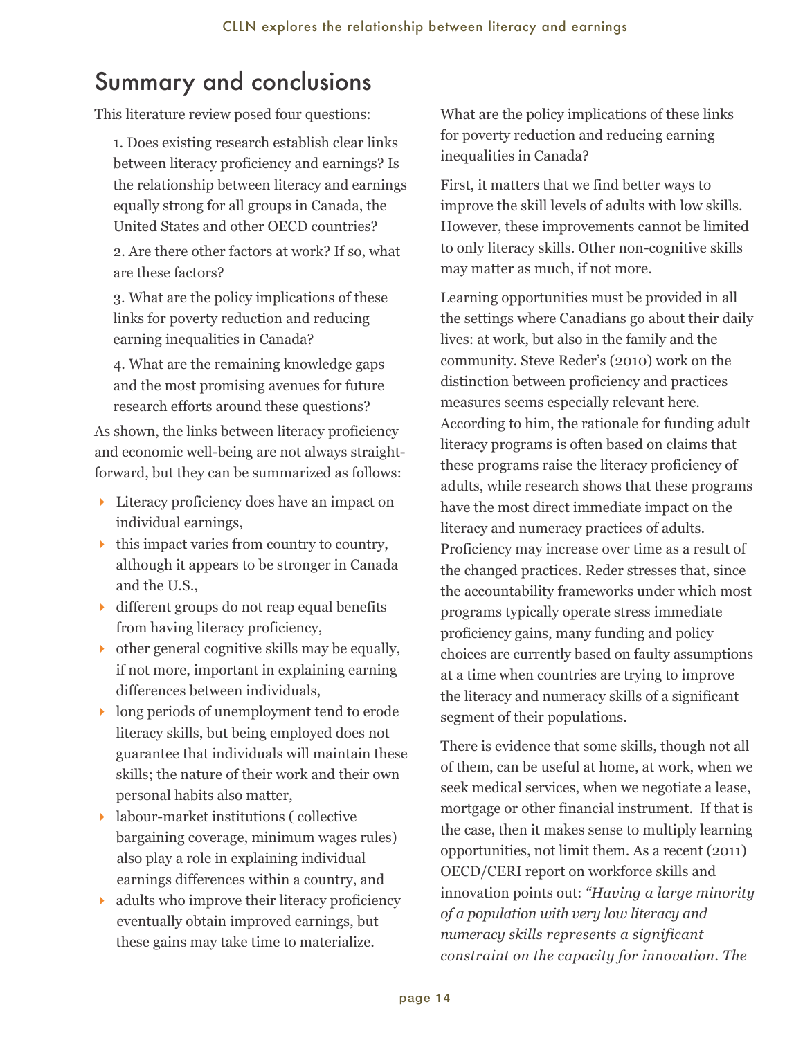## Summary and conclusions

This literature review posed four questions:

1. Does existing research establish clear links between literacy proficiency and earnings? Is the relationship between literacy and earnings equally strong for all groups in Canada, the United States and other OECD countries?

2. Are there other factors at work? If so, what are these factors?

3. What are the policy implications of these links for poverty reduction and reducing earning inequalities in Canada?

4. What are the remaining knowledge gaps and the most promising avenues for future research efforts around these questions?

As shown, the links between literacy proficiency and economic well-being are not always straightforward, but they can be summarized as follows:

- Literacy proficiency does have an impact on individual earnings,
- this impact varies from country to country, although it appears to be stronger in Canada and the U.S.,
- different groups do not reap equal benefits from having literacy proficiency,
- other general cognitive skills may be equally, if not more, important in explaining earning differences between individuals,
- long periods of unemployment tend to erode literacy skills, but being employed does not guarantee that individuals will maintain these skills; the nature of their work and their own personal habits also matter,
- labour-market institutions ( collective bargaining coverage, minimum wages rules) also play a role in explaining individual earnings differences within a country, and
- adults who improve their literacy proficiency eventually obtain improved earnings, but these gains may take time to materialize.

What are the policy implications of these links for poverty reduction and reducing earning inequalities in Canada?

First, it matters that we find better ways to improve the skill levels of adults with low skills. However, these improvements cannot be limited to only literacy skills. Other non-cognitive skills may matter as much, if not more.

Learning opportunities must be provided in all the settings where Canadians go about their daily lives: at work, but also in the family and the community. Steve Reder's (2010) work on the distinction between proficiency and practices measures seems especially relevant here. According to him, the rationale for funding adult literacy programs is often based on claims that these programs raise the literacy proficiency of adults, while research shows that these programs have the most direct immediate impact on the literacy and numeracy practices of adults. Proficiency may increase over time as a result of the changed practices. Reder stresses that, since the accountability frameworks under which most programs typically operate stress immediate proficiency gains, many funding and policy choices are currently based on faulty assumptions at a time when countries are trying to improve the literacy and numeracy skills of a significant segment of their populations.

There is evidence that some skills, though not all of them, can be useful at home, at work, when we seek medical services, when we negotiate a lease, mortgage or other financial instrument. If that is the case, then it makes sense to multiply learning opportunities, not limit them. As a recent (2011) OECD/CERI report on workforce skills and innovation points out: *"Having a large minority of a population with very low literacy and numeracy skills represents a significant constraint on the capacity for innovation. The*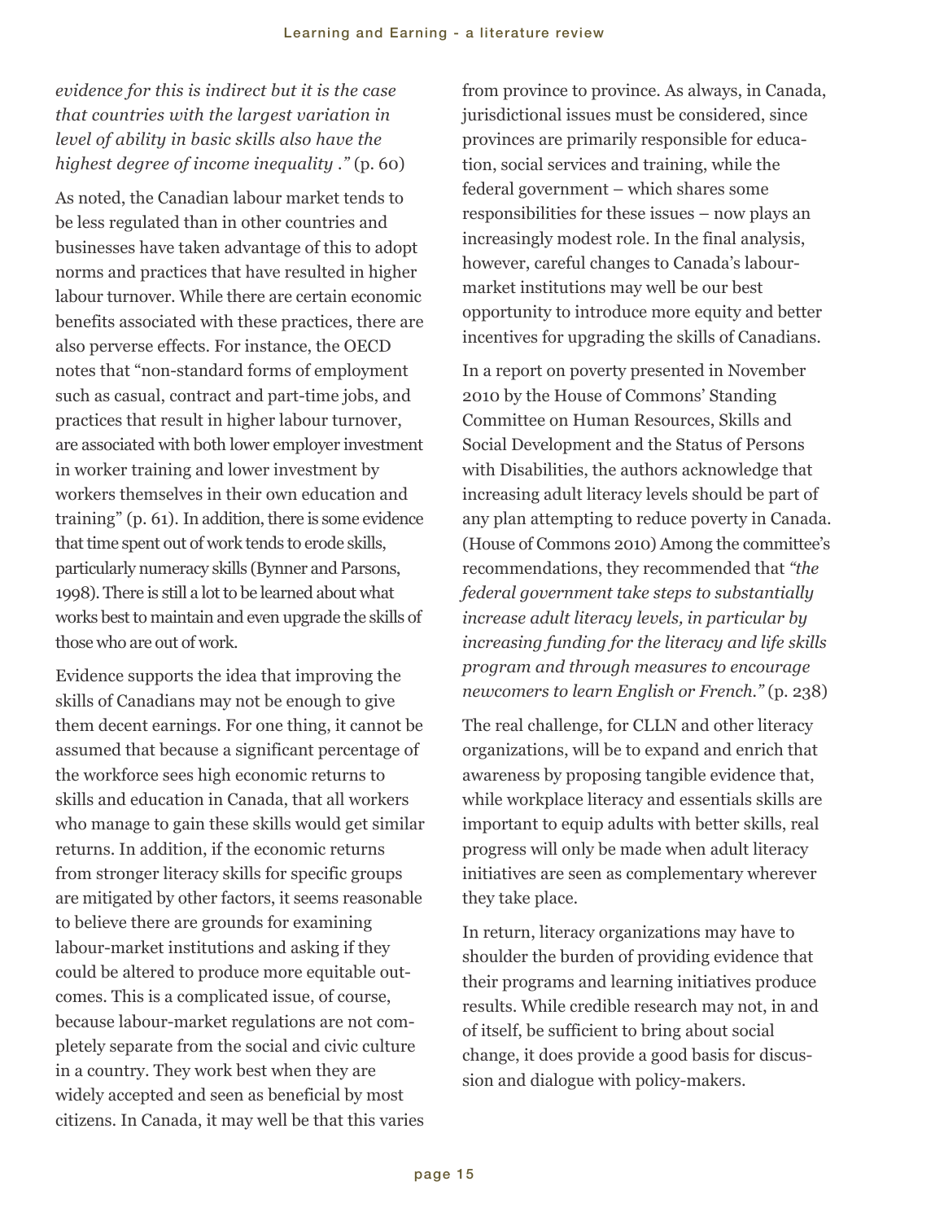*evidence for this is indirect but it is the case that countries with the largest variation in level of ability in basic skills also have the highest degree of income inequality ."* (p. 60)

As noted, the Canadian labour market tends to be less regulated than in other countries and businesses have taken advantage of this to adopt norms and practices that have resulted in higher labour turnover. While there are certain economic benefits associated with these practices, there are also perverse effects. For instance, the OECD notes that "non-standard forms of employment such as casual, contract and part-time jobs, and practices that result in higher labour turnover, are associated with both lower employer investment in worker training and lower investment by workers themselves in their own education and training" (p. 61). In addition, there is some evidence that time spent out of work tends to erode skills, particularly numeracy skills (Bynner and Parsons, 1998). There is still a lot to be learned about what works best to maintain and even upgrade the skills of those who are out of work.

Evidence supports the idea that improving the skills of Canadians may not be enough to give them decent earnings. For one thing, it cannot be assumed that because a significant percentage of the workforce sees high economic returns to skills and education in Canada, that all workers who manage to gain these skills would get similar returns. In addition, if the economic returns from stronger literacy skills for specific groups are mitigated by other factors, it seems reasonable to believe there are grounds for examining labour-market institutions and asking if they could be altered to produce more equitable outcomes. This is a complicated issue, of course, because labour-market regulations are not completely separate from the social and civic culture in a country. They work best when they are widely accepted and seen as beneficial by most citizens. In Canada, it may well be that this varies from province to province. As always, in Canada, jurisdictional issues must be considered, since provinces are primarily responsible for education, social services and training, while the federal government – which shares some responsibilities for these issues – now plays an increasingly modest role. In the final analysis, however, careful changes to Canada's labour-market institutions may well be our best opportunity to introduce more equity and better incentives for upgrading the skills of Canadians.

In a report on poverty presented in November 2010 by the House of Commons' Standing Committee on Human Resources, Skills and Social Development and the Status of Persons with Disabilities, the authors acknowledge that increasing adult literacy levels should be part of any plan attempting to reduce poverty in Canada. (House of Commons 2010) Among the committee's recommendations, they recommended that *"the federal government take steps to substantially increase adult literacy levels, in particular by increasing funding for the literacy and life skills program and through measures to encourage newcomers to learn English or French."* (p. 238)

The real challenge, for CLLN and other literacy organizations, will be to expand and enrich that awareness by proposing tangible evidence that, while workplace literacy and essentials skills are important to equip adults with better skills, real progress will only be made when adult literacy initiatives are seen as complementary wherever they take place.

In return, literacy organizations may have to shoulder the burden of providing evidence that their programs and learning initiatives produce results. While credible research may not, in and of itself, be sufficient to bring about social change, it does provide a good basis for discussion and dialogue with policy-makers.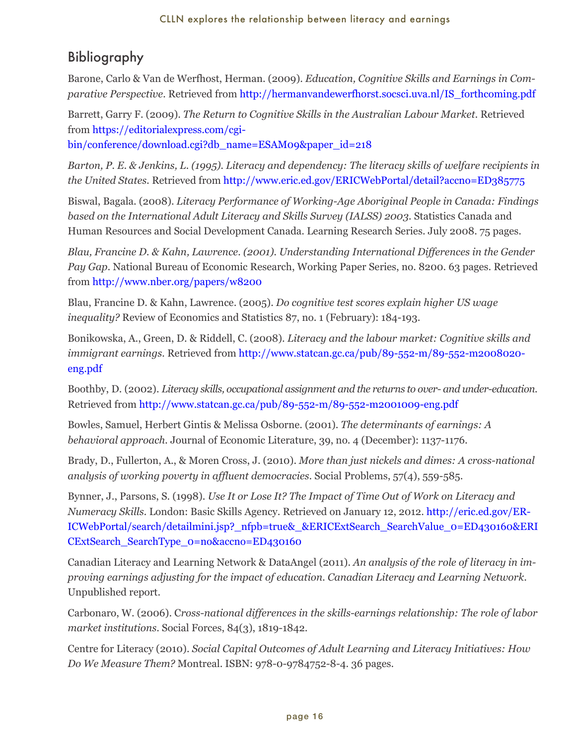## Bibliography

Barone, Carlo & Van de Werfhost, Herman. (2009). *Education, Cognitive Skills and Earnings in Comparative Perspective*. Retrieved from http://hermanvandewerfhorst.socsci.uva.nl/IS_forthcoming.pdf

Barrett, Garry F. (2009). *The Return to Cognitive Skills in the Australian Labour Market*. Retrieved from https://editorialexpress.com/cgi-bin/conference/download.cgi?db_name=ESAM09&paper_id=218

*Barton, P. E. & Jenkins, L. (1995). Literacy and dependency: The literacy skills of welfare recipients in the United States*. Retrieved from http://www.eric.ed.gov/ERICWebPortal/detail?accno=ED385775

Biswal, Bagala. (2008). *Literacy Performance of Working-Age Aboriginal People in Canada: Findings based on the International Adult Literacy and Skills Survey (IALSS) 2003*. Statistics Canada and Human Resources and Social Development Canada. Learning Research Series. July 2008. 75 pages.

*Blau, Francine D. & Kahn, Lawrence. (2001). Understanding International Differences in the Gender Pay Gap*. National Bureau of Economic Research, Working Paper Series, no. 8200. 63 pages. Retrieved from http://www.nber.org/papers/w8200

Blau, Francine D. & Kahn, Lawrence. (2005). *Do cognitive test scores explain higher US wage inequality?* Review of Economics and Statistics 87, no. 1 (February): 184-193.

Bonikowska, A., Green, D. & Riddell, C. (2008). *Literacy and the labour market: Cognitive skills and immigrant earnings*. Retrieved from http://www.statcan.gc.ca/pub/89-552-m/89-552-m2008020-eng.pdf

Boothby, D. (2002). *Literacy skills, occupational assignment and the returns to over- and under-education*. Retrieved from http://www.statcan.gc.ca/pub/89-552-m/89-552-m2001009-eng.pdf

Bowles, Samuel, Herbert Gintis & Melissa Osborne. (2001). *The determinants of earnings: A behavioral approach*. Journal of Economic Literature, 39, no. 4 (December): 1137-1176.

Brady, D., Fullerton, A., & Moren Cross, J. (2010). *More than just nickels and dimes: A cross-national analysis of working poverty in affluent democracies*. Social Problems, 57(4), 559-585.

Bynner, J., Parsons, S. (1998). *Use It or Lose It? The Impact of Time Out of Work on Literacy and Numeracy Skills*. London: Basic Skills Agency. Retrieved on January 12, 2012. http://eric.ed.gov/ERICWebPortal/search/detailmini.jsp?_nfpb=true&_&ERICExtSearch_SearchValue_0=ED430160&ERICExtSearch_SearchType_0=no&accno=ED430160

Canadian Literacy and Learning Network & DataAngel (2011). *An analysis of the role of literacy in improving earnings adjusting for the impact of education. Canadian Literacy and Learning Network*. Unpublished report.

Carbonaro, W. (2006). *Cross-national differences in the skills-earnings relationship: The role of labor market institutions*. Social Forces, 84(3), 1819-1842.

Centre for Literacy (2010). *Social Capital Outcomes of Adult Learning and Literacy Initiatives: How Do We Measure Them?* Montreal. ISBN: 978-0-9784752-8-4. 36 pages.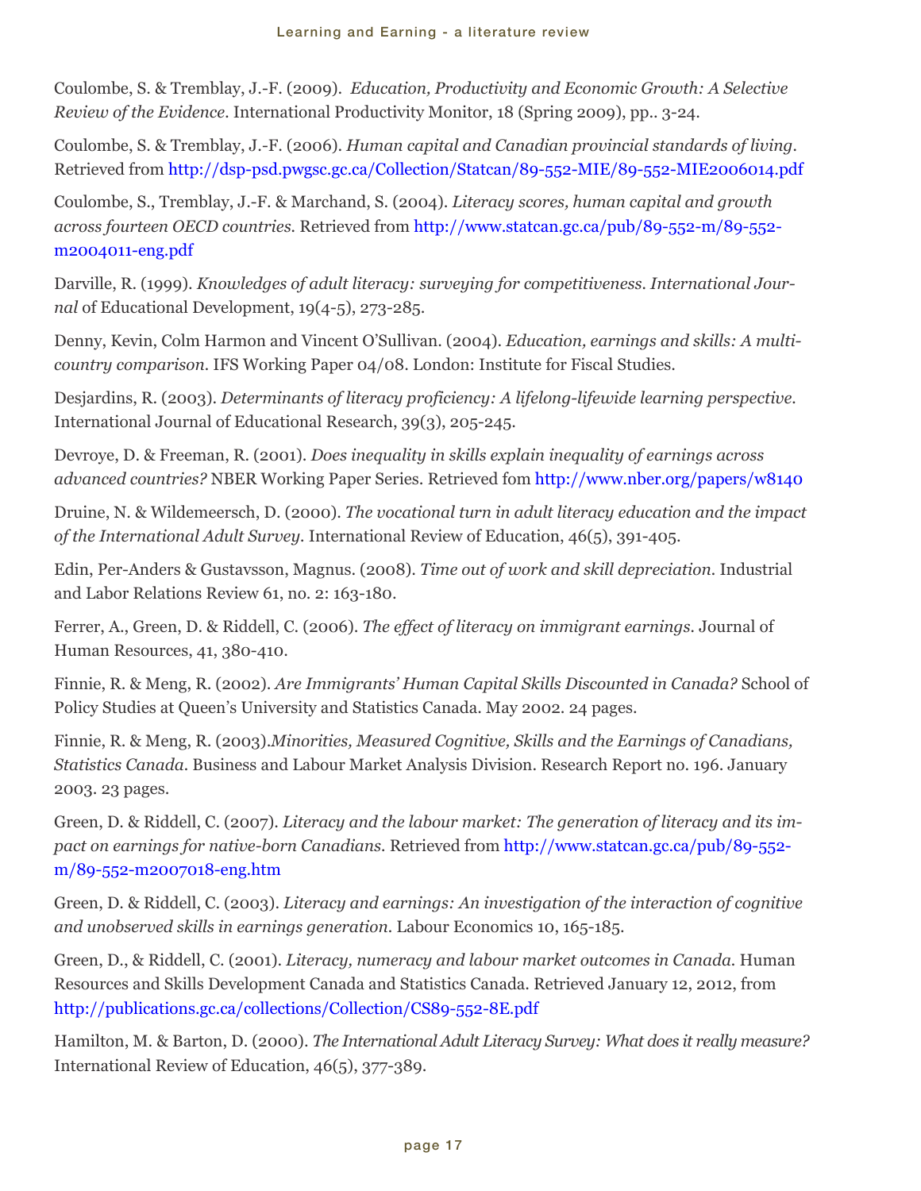Coulombe, S. & Tremblay, J.-F. (2009). *Education, Productivity and Economic Growth: A Selective Review of the Evidence*. International Productivity Monitor, 18 (Spring 2009), pp.. 3-24.

Coulombe, S. & Tremblay, J.-F. (2006). *Human capital and Canadian provincial standards of living*. Retrieved from http://dsp-psd.pwgsc.gc.ca/Collection/Statcan/89-552-MIE/89-552-MIE2006014.pdf

Coulombe, S., Tremblay, J.-F. & Marchand, S. (2004). *Literacy scores, human capital and growth across fourteen OECD countries.* Retrieved from http://www.statcan.gc.ca/pub/89-552-m/89-552-m2004011-eng.pdf

Darville, R. (1999). *Knowledges of adult literacy: surveying for competitiveness. International Journal* of Educational Development, 19(4-5), 273-285.

Denny, Kevin, Colm Harmon and Vincent O'Sullivan. (2004). *Education, earnings and skills: A multi-country comparison.* IFS Working Paper 04/08. London: Institute for Fiscal Studies.

Desjardins, R. (2003). *Determinants of literacy proficiency: A lifelong-lifewide learning perspective.* International Journal of Educational Research, 39(3), 205-245.

Devroye, D. & Freeman, R. (2001). *Does inequality in skills explain inequality of earnings across advanced countries?* NBER Working Paper Series. Retrieved fom http://www.nber.org/papers/w8140

Druine, N. & Wildemeersch, D. (2000). *The vocational turn in adult literacy education and the impact of the International Adult Survey.* International Review of Education, 46(5), 391-405.

Edin, Per-Anders & Gustavsson, Magnus. (2008). *Time out of work and skill depreciation.* Industrial and Labor Relations Review 61, no. 2: 163-180.

Ferrer, A., Green, D. & Riddell, C. (2006). *The effect of literacy on immigrant earnings*. Journal of Human Resources, 41, 380-410.

Finnie, R. & Meng, R. (2002). *Are Immigrants' Human Capital Skills Discounted in Canada?* School of Policy Studies at Queen's University and Statistics Canada. May 2002. 24 pages.

Finnie, R. & Meng, R. (2003).*Minorities, Measured Cognitive, Skills and the Earnings of Canadians, Statistics Canada*. Business and Labour Market Analysis Division. Research Report no. 196. January 2003. 23 pages.

Green, D. & Riddell, C. (2007). *Literacy and the labour market: The generation of literacy and its impact on earnings for native-born Canadians.* Retrieved from http://www.statcan.gc.ca/pub/89-552-m/89-552-m2007018-eng.htm

Green, D. & Riddell, C. (2003). *Literacy and earnings: An investigation of the interaction of cognitive and unobserved skills in earnings generation.* Labour Economics 10, 165-185.

Green, D., & Riddell, C. (2001). *Literacy, numeracy and labour market outcomes in Canada.* Human Resources and Skills Development Canada and Statistics Canada. Retrieved January 12, 2012, from http://publications.gc.ca/collections/Collection/CS89-552-8E.pdf

Hamilton, M. & Barton, D. (2000). *The International Adult Literacy Survey: What does it really measure?* International Review of Education, 46(5), 377-389.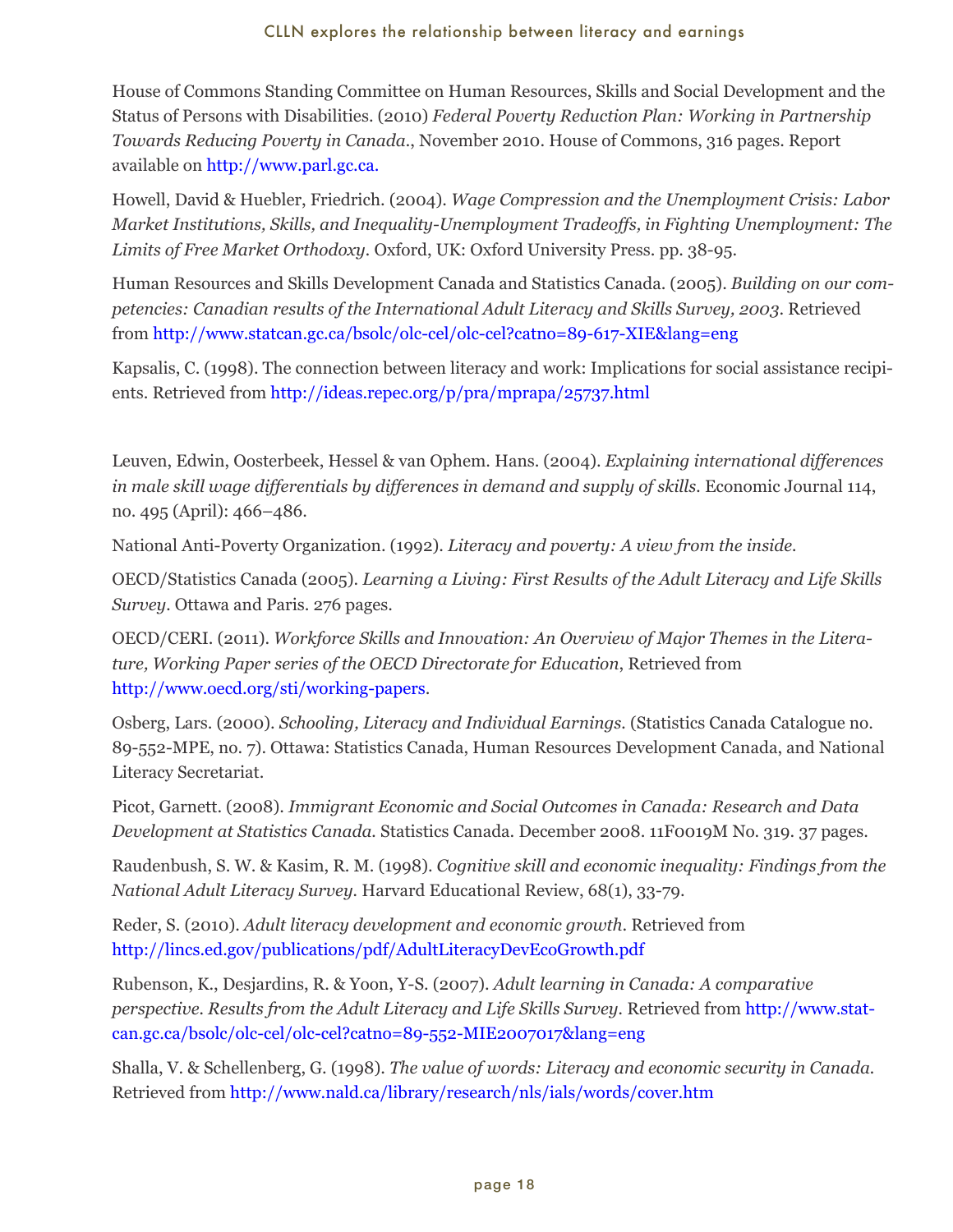House of Commons Standing Committee on Human Resources, Skills and Social Development and the Status of Persons with Disabilities. (2010) *Federal Poverty Reduction Plan: Working in Partnership Towards Reducing Poverty in Canada.*, November 2010. House of Commons, 316 pages. Report available on http://www.parl.gc.ca.

Howell, David & Huebler, Friedrich. (2004). *Wage Compression and the Unemployment Crisis: Labor Market Institutions, Skills, and Inequality-Unemployment Tradeoffs, in Fighting Unemployment: The Limits of Free Market Orthodoxy*. Oxford, UK: Oxford University Press. pp. 38-95.

Human Resources and Skills Development Canada and Statistics Canada. (2005). *Building on our competencies: Canadian results of the International Adult Literacy and Skills Survey, 2003*. Retrieved from http://www.statcan.gc.ca/bsolc/olc-cel/olc-cel?catno=89-617-XIE&lang=eng

Kapsalis, C. (1998). The connection between literacy and work: Implications for social assistance recipients. Retrieved from http://ideas.repec.org/p/pra/mprapa/25737.html

Leuven, Edwin, Oosterbeek, Hessel & van Ophem. Hans. (2004). *Explaining international differences in male skill wage differentials by differences in demand and supply of skills.* Economic Journal 114, no. 495 (April): 466–486.

National Anti-Poverty Organization. (1992). *Literacy and poverty: A view from the inside.*

OECD/Statistics Canada (2005). *Learning a Living: First Results of the Adult Literacy and Life Skills Survey*. Ottawa and Paris. 276 pages.

OECD/CERI. (2011). *Workforce Skills and Innovation: An Overview of Major Themes in the Literature, Working Paper series of the OECD Directorate for Education*, Retrieved from http://www.oecd.org/sti/working-papers.

Osberg, Lars. (2000). *Schooling, Literacy and Individual Earnings.* (Statistics Canada Catalogue no. 89-552-MPE, no. 7). Ottawa: Statistics Canada, Human Resources Development Canada, and National Literacy Secretariat.

Picot, Garnett. (2008). *Immigrant Economic and Social Outcomes in Canada: Research and Data Development at Statistics Canada.* Statistics Canada. December 2008. 11F0019M No. 319. 37 pages.

Raudenbush, S. W. & Kasim, R. M. (1998). *Cognitive skill and economic inequality: Findings from the National Adult Literacy Survey.* Harvard Educational Review, 68(1), 33-79.

Reder, S. (2010). *Adult literacy development and economic growth.* Retrieved from http://lincs.ed.gov/publications/pdf/AdultLiteracyDevEcoGrowth.pdf

Rubenson, K., Desjardins, R. & Yoon, Y-S. (2007). *Adult learning in Canada: A comparative perspective. Results from the Adult Literacy and Life Skills Survey.* Retrieved from http://www.statcan.gc.ca/bsolc/olc-cel/olc-cel?catno=89-552-MIE2007017&lang=eng

Shalla, V. & Schellenberg, G. (1998). *The value of words: Literacy and economic security in Canada.* Retrieved from http://www.nald.ca/library/research/nls/ials/words/cover.htm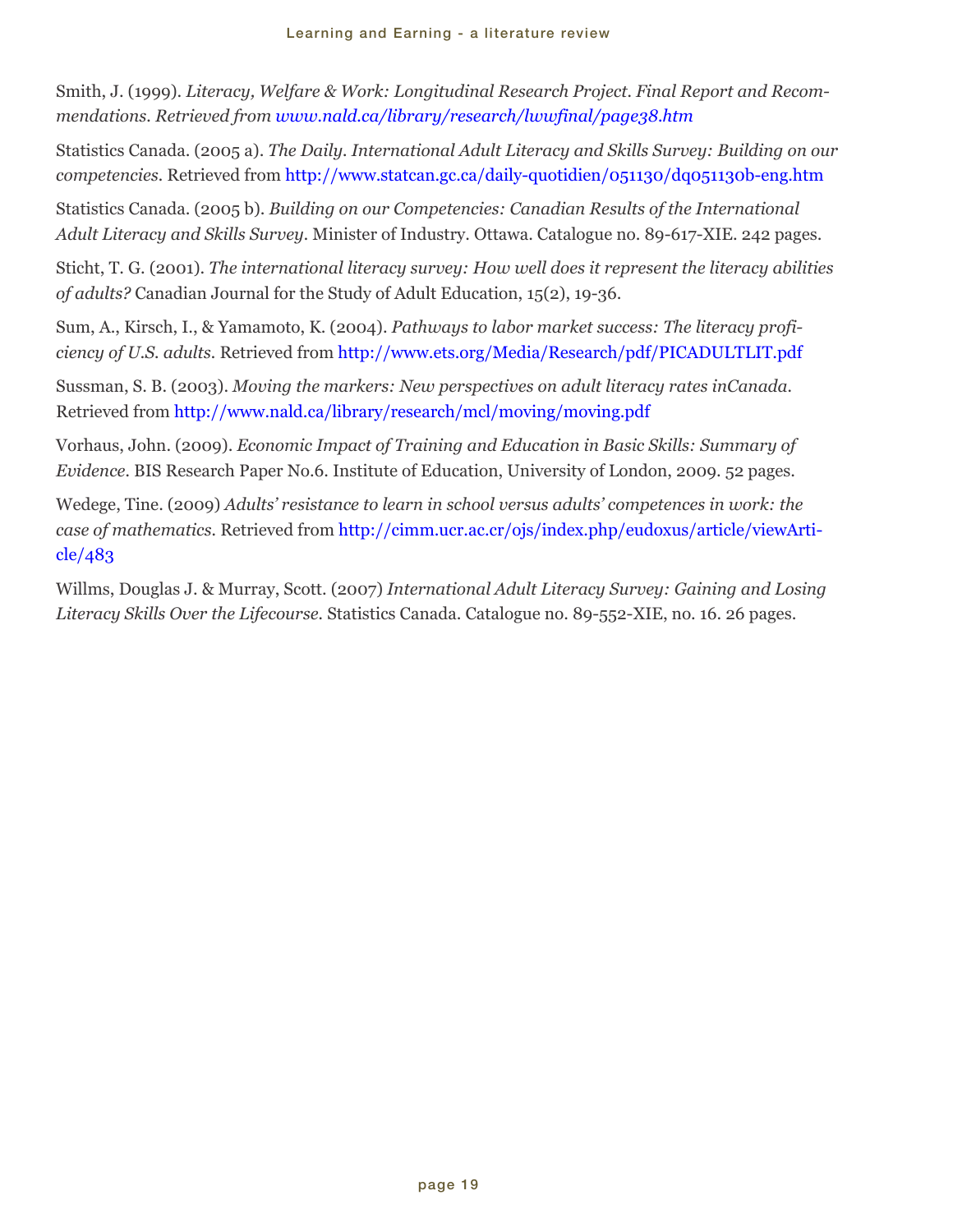Smith, J. (1999). *Literacy, Welfare & Work: Longitudinal Research Project. Final Report and Recommendations. Retrieved from www.nald.ca/library/research/lwwfinal/page38.htm*

Statistics Canada. (2005 a). *The Daily. International Adult Literacy and Skills Survey: Building on our competencies.* Retrieved from http://www.statcan.gc.ca/daily-quotidien/051130/dq051130b-eng.htm

Statistics Canada. (2005 b). *Building on our Competencies: Canadian Results of the International Adult Literacy and Skills Survey*. Minister of Industry. Ottawa. Catalogue no. 89-617-XIE. 242 pages.

Sticht, T. G. (2001). *The international literacy survey: How well does it represent the literacy abilities of adults?* Canadian Journal for the Study of Adult Education, 15(2), 19-36.

Sum, A., Kirsch, I., & Yamamoto, K. (2004). *Pathways to labor market success: The literacy proficiency of U.S. adults.* Retrieved from http://www.ets.org/Media/Research/pdf/PICADULTLIT.pdf

Sussman, S. B. (2003). *Moving the markers: New perspectives on adult literacy rates inCanada.* Retrieved from http://www.nald.ca/library/research/mcl/moving/moving.pdf

Vorhaus, John. (2009). *Economic Impact of Training and Education in Basic Skills: Summary of Evidence*. BIS Research Paper No.6. Institute of Education, University of London, 2009. 52 pages.

Wedege, Tine. (2009) *Adults' resistance to learn in school versus adults' competences in work: the case of mathematics.* Retrieved from http://cimm.ucr.ac.cr/ojs/index.php/eudoxus/article/viewArticle/483

Willms, Douglas J. & Murray, Scott. (2007) *International Adult Literacy Survey: Gaining and Losing Literacy Skills Over the Lifecourse.* Statistics Canada. Catalogue no. 89-552-XIE, no. 16. 26 pages.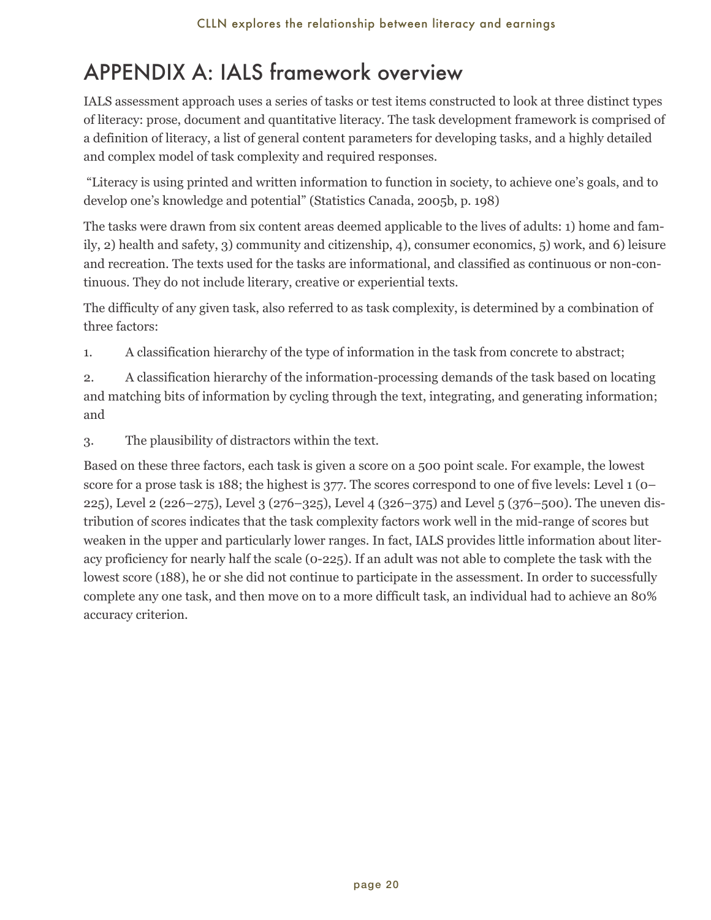# APPENDIX A: IALS framework overview

IALS assessment approach uses a series of tasks or test items constructed to look at three distinct types of literacy: prose, document and quantitative literacy. The task development framework is comprised of a definition of literacy, a list of general content parameters for developing tasks, and a highly detailed and complex model of task complexity and required responses.

"Literacy is using printed and written information to function in society, to achieve one's goals, and to develop one's knowledge and potential" (Statistics Canada, 2005b, p. 198)

The tasks were drawn from six content areas deemed applicable to the lives of adults: 1) home and family, 2) health and safety, 3) community and citizenship, 4), consumer economics, 5) work, and 6) leisure and recreation. The texts used for the tasks are informational, and classified as continuous or non-continuous. They do not include literary, creative or experiential texts.

The difficulty of any given task, also referred to as task complexity, is determined by a combination of three factors:

1. A classification hierarchy of the type of information in the task from concrete to abstract;
2. A classification hierarchy of the information-processing demands of the task based on locating and matching bits of information by cycling through the text, integrating, and generating information; and
3. The plausibility of distractors within the text.

Based on these three factors, each task is given a score on a 500 point scale. For example, the lowest score for a prose task is 188; the highest is 377. The scores correspond to one of five levels: Level 1 (0–225), Level 2 (226–275), Level 3 (276–325), Level 4 (326–375) and Level 5 (376–500). The uneven distribution of scores indicates that the task complexity factors work well in the mid-range of scores but weaken in the upper and particularly lower ranges. In fact, IALS provides little information about literacy proficiency for nearly half the scale (0-225). If an adult was not able to complete the task with the lowest score (188), he or she did not continue to participate in the assessment. In order to successfully complete any one task, and then move on to a more difficult task, an individual had to achieve an 80% accuracy criterion.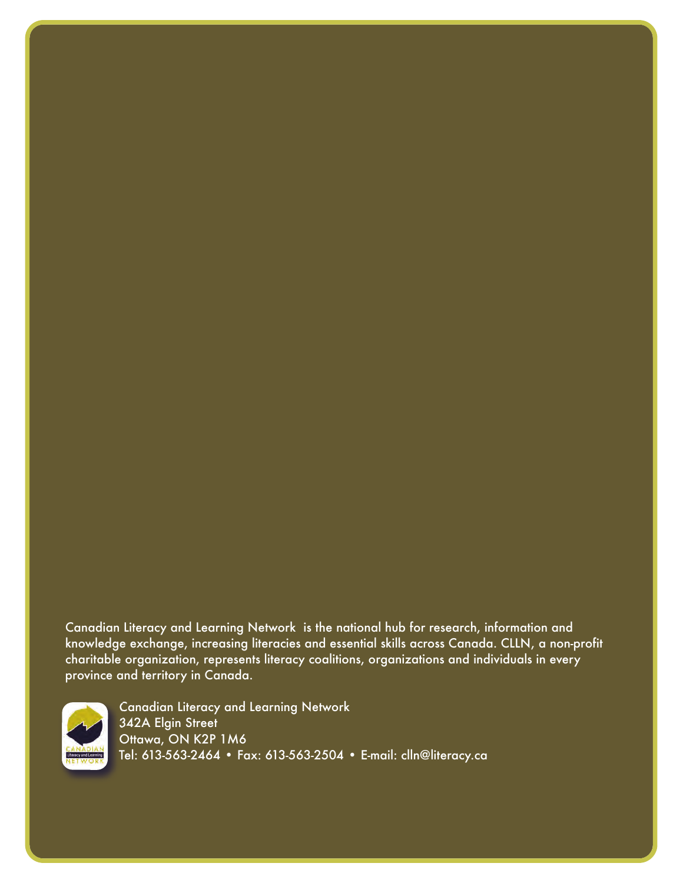Canadian Literacy and Learning Network is the national hub for research, information and knowledge exchange, increasing literacies and essential skills across Canada. CLLN, a non-profit charitable organization, represents literacy coalitions, organizations and individuals in every province and territory in Canada.

Canadian Literacy and Learning Network
342A Elgin Street
Ottawa, ON K2P 1M6
Tel: 613-563-2464 • Fax: 613-563-2504 • E-mail: clln@literacy.ca